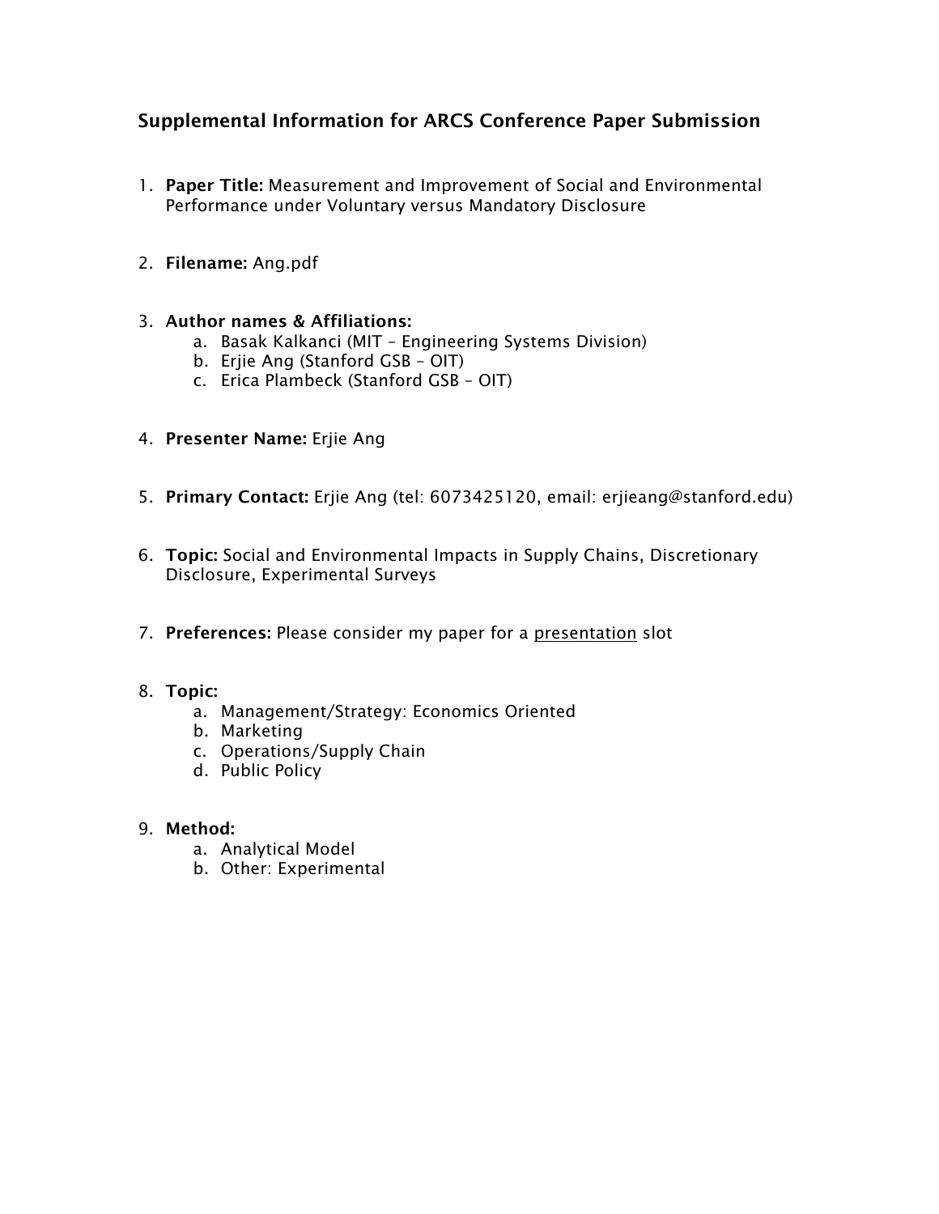## Supplemental Information for ARCS Conference Paper Submission

1. **Paper Title:** Measurement and Improvement of Social and Environmental Performance under Voluntary versus Mandatory Disclosure

2. **Filename:** Ang.pdf

3. **Author names & Affiliations:**
   a. Basak Kalkanci (MIT – Engineering Systems Division)
   b. Erjie Ang (Stanford GSB – OIT)
   c. Erica Plambeck (Stanford GSB – OIT)

4. **Presenter Name:** Erjie Ang

5. **Primary Contact:** Erjie Ang (tel: 6073425120, email: erjieang@stanford.edu)

6. **Topic:** Social and Environmental Impacts in Supply Chains, Discretionary Disclosure, Experimental Surveys

7. **Preferences:** Please consider my paper for a presentation slot

8. **Topic:**
   a. Management/Strategy: Economics Oriented
   b. Marketing
   c. Operations/Supply Chain
   d. Public Policy

9. **Method:**
   a. Analytical Model
   b. Other: Experimental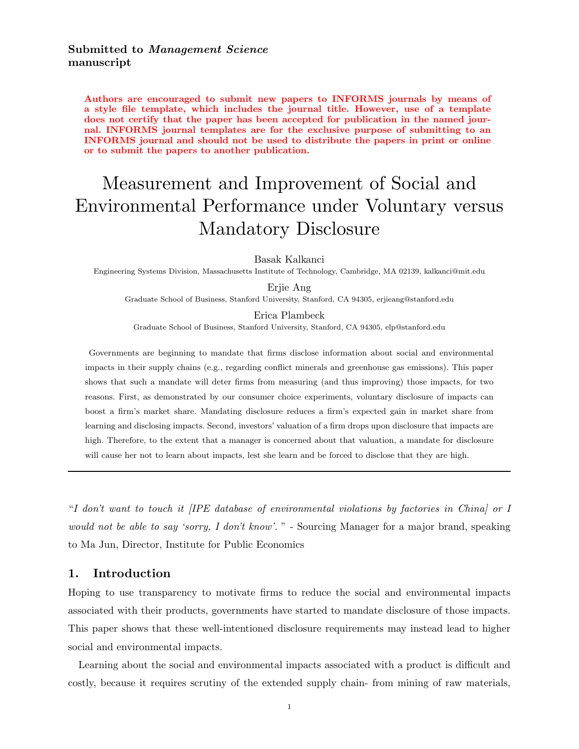Submitted to *Management Science*
manuscript

**Authors are encouraged to submit new papers to INFORMS journals by means of a style file template, which includes the journal title. However, use of a template does not certify that the paper has been accepted for publication in the named journal. INFORMS journal templates are for the exclusive purpose of submitting to an INFORMS journal and should not be used to distribute the papers in print or online or to submit the papers to another publication.**

# Measurement and Improvement of Social and Environmental Performance under Voluntary versus Mandatory Disclosure

Basak Kalkanci
Engineering Systems Division, Massachusetts Institute of Technology, Cambridge, MA 02139, kalkanci@mit.edu

Erjie Ang
Graduate School of Business, Stanford University, Stanford, CA 94305, erjieang@stanford.edu

Erica Plambeck
Graduate School of Business, Stanford University, Stanford, CA 94305, elp@stanford.edu

Governments are beginning to mandate that firms disclose information about social and environmental impacts in their supply chains (e.g., regarding conflict minerals and greenhouse gas emissions). This paper shows that such a mandate will deter firms from measuring (and thus improving) those impacts, for two reasons. First, as demonstrated by our consumer choice experiments, voluntary disclosure of impacts can boost a firm's market share. Mandating disclosure reduces a firm's expected gain in market share from learning and disclosing impacts. Second, investors' valuation of a firm drops upon disclosure that impacts are high. Therefore, to the extent that a manager is concerned about that valuation, a mandate for disclosure will cause her not to learn about impacts, lest she learn and be forced to disclose that they are high.

---

*"I don't want to touch it [IPE database of environmental violations by factories in China] or I would not be able to say 'sorry, I don't know'."* - Sourcing Manager for a major brand, speaking to Ma Jun, Director, Institute for Public Economics

## 1. Introduction

Hoping to use transparency to motivate firms to reduce the social and environmental impacts associated with their products, governments have started to mandate disclosure of those impacts. This paper shows that these well-intentioned disclosure requirements may instead lead to higher social and environmental impacts.

Learning about the social and environmental impacts associated with a product is difficult and costly, because it requires scrutiny of the extended supply chain- from mining of raw materials,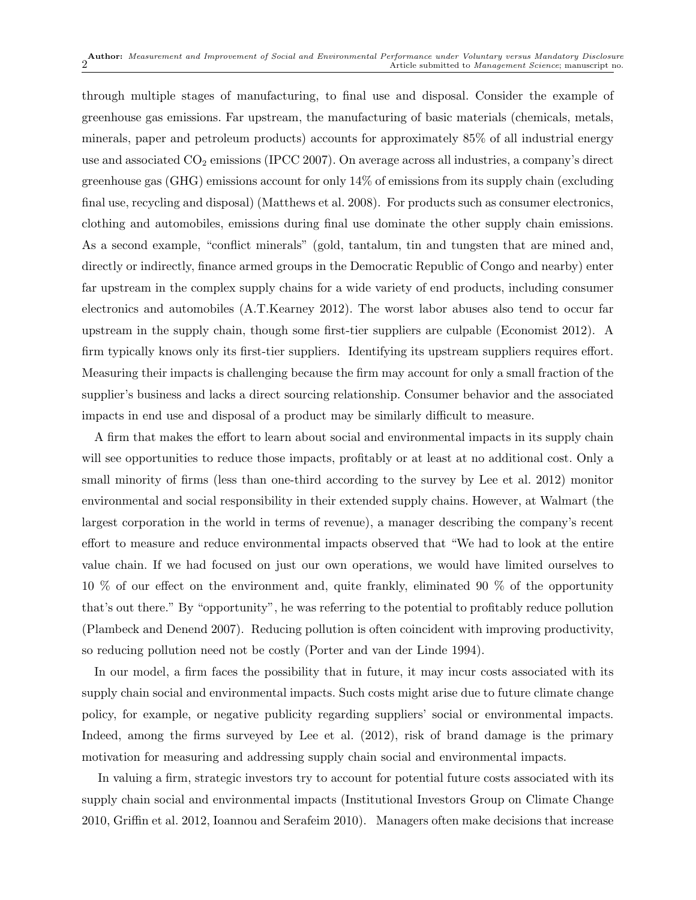through multiple stages of manufacturing, to final use and disposal. Consider the example of greenhouse gas emissions. Far upstream, the manufacturing of basic materials (chemicals, metals, minerals, paper and petroleum products) accounts for approximately 85% of all industrial energy use and associated $CO_2$ emissions (IPCC 2007). On average across all industries, a company's direct greenhouse gas (GHG) emissions account for only 14% of emissions from its supply chain (excluding final use, recycling and disposal) (Matthews et al. 2008). For products such as consumer electronics, clothing and automobiles, emissions during final use dominate the other supply chain emissions. As a second example, "conflict minerals" (gold, tantalum, tin and tungsten that are mined and, directly or indirectly, finance armed groups in the Democratic Republic of Congo and nearby) enter far upstream in the complex supply chains for a wide variety of end products, including consumer electronics and automobiles (A.T.Kearney 2012). The worst labor abuses also tend to occur far upstream in the supply chain, though some first-tier suppliers are culpable (Economist 2012). A firm typically knows only its first-tier suppliers. Identifying its upstream suppliers requires effort. Measuring their impacts is challenging because the firm may account for only a small fraction of the supplier's business and lacks a direct sourcing relationship. Consumer behavior and the associated impacts in end use and disposal of a product may be similarly difficult to measure.

A firm that makes the effort to learn about social and environmental impacts in its supply chain will see opportunities to reduce those impacts, profitably or at least at no additional cost. Only a small minority of firms (less than one-third according to the survey by Lee et al. 2012) monitor environmental and social responsibility in their extended supply chains. However, at Walmart (the largest corporation in the world in terms of revenue), a manager describing the company's recent effort to measure and reduce environmental impacts observed that "We had to look at the entire value chain. If we had focused on just our own operations, we would have limited ourselves to 10 % of our effect on the environment and, quite frankly, eliminated 90 % of the opportunity that's out there." By "opportunity", he was referring to the potential to profitably reduce pollution (Plambeck and Denend 2007). Reducing pollution is often coincident with improving productivity, so reducing pollution need not be costly (Porter and van der Linde 1994).

In our model, a firm faces the possibility that in future, it may incur costs associated with its supply chain social and environmental impacts. Such costs might arise due to future climate change policy, for example, or negative publicity regarding suppliers' social or environmental impacts. Indeed, among the firms surveyed by Lee et al. (2012), risk of brand damage is the primary motivation for measuring and addressing supply chain social and environmental impacts.

In valuing a firm, strategic investors try to account for potential future costs associated with its supply chain social and environmental impacts (Institutional Investors Group on Climate Change 2010, Griffin et al. 2012, Ioannou and Serafeim 2010). Managers often make decisions that increase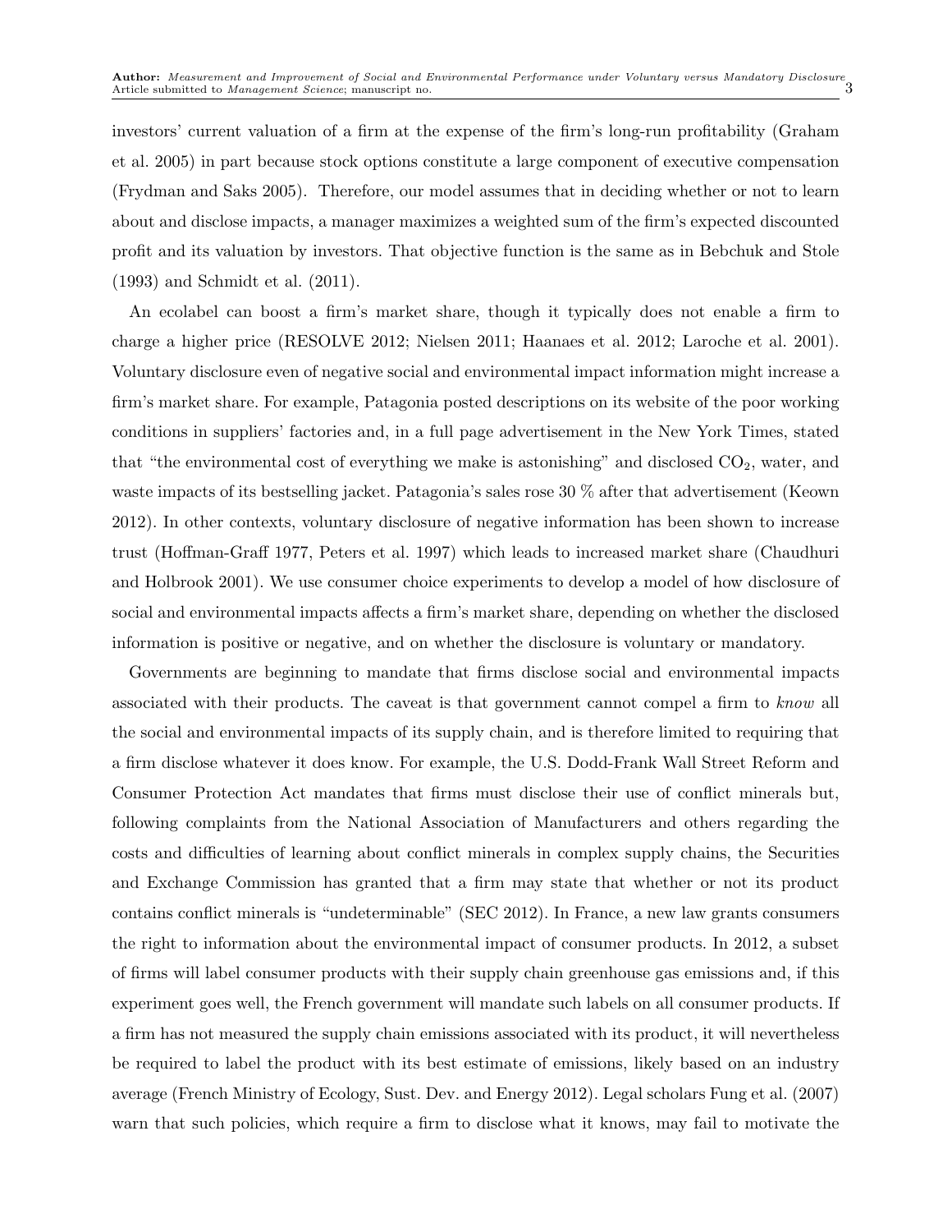investors' current valuation of a firm at the expense of the firm's long-run profitability (Graham et al. 2005) in part because stock options constitute a large component of executive compensation (Frydman and Saks 2005). Therefore, our model assumes that in deciding whether or not to learn about and disclose impacts, a manager maximizes a weighted sum of the firm's expected discounted profit and its valuation by investors. That objective function is the same as in Bebchuk and Stole (1993) and Schmidt et al. (2011).

An ecolabel can boost a firm's market share, though it typically does not enable a firm to charge a higher price (RESOLVE 2012; Nielsen 2011; Haanaes et al. 2012; Laroche et al. 2001). Voluntary disclosure even of negative social and environmental impact information might increase a firm's market share. For example, Patagonia posted descriptions on its website of the poor working conditions in suppliers' factories and, in a full page advertisement in the New York Times, stated that "the environmental cost of everything we make is astonishing" and disclosed $CO_2$, water, and waste impacts of its bestselling jacket. Patagonia's sales rose 30 % after that advertisement (Keown 2012). In other contexts, voluntary disclosure of negative information has been shown to increase trust (Hoffman-Graff 1977, Peters et al. 1997) which leads to increased market share (Chaudhuri and Holbrook 2001). We use consumer choice experiments to develop a model of how disclosure of social and environmental impacts affects a firm's market share, depending on whether the disclosed information is positive or negative, and on whether the disclosure is voluntary or mandatory.

Governments are beginning to mandate that firms disclose social and environmental impacts associated with their products. The caveat is that government cannot compel a firm to *know* all the social and environmental impacts of its supply chain, and is therefore limited to requiring that a firm disclose whatever it does know. For example, the U.S. Dodd-Frank Wall Street Reform and Consumer Protection Act mandates that firms must disclose their use of conflict minerals but, following complaints from the National Association of Manufacturers and others regarding the costs and difficulties of learning about conflict minerals in complex supply chains, the Securities and Exchange Commission has granted that a firm may state that whether or not its product contains conflict minerals is "undeterminable" (SEC 2012). In France, a new law grants consumers the right to information about the environmental impact of consumer products. In 2012, a subset of firms will label consumer products with their supply chain greenhouse gas emissions and, if this experiment goes well, the French government will mandate such labels on all consumer products. If a firm has not measured the supply chain emissions associated with its product, it will nevertheless be required to label the product with its best estimate of emissions, likely based on an industry average (French Ministry of Ecology, Sust. Dev. and Energy 2012). Legal scholars Fung et al. (2007) warn that such policies, which require a firm to disclose what it knows, may fail to motivate the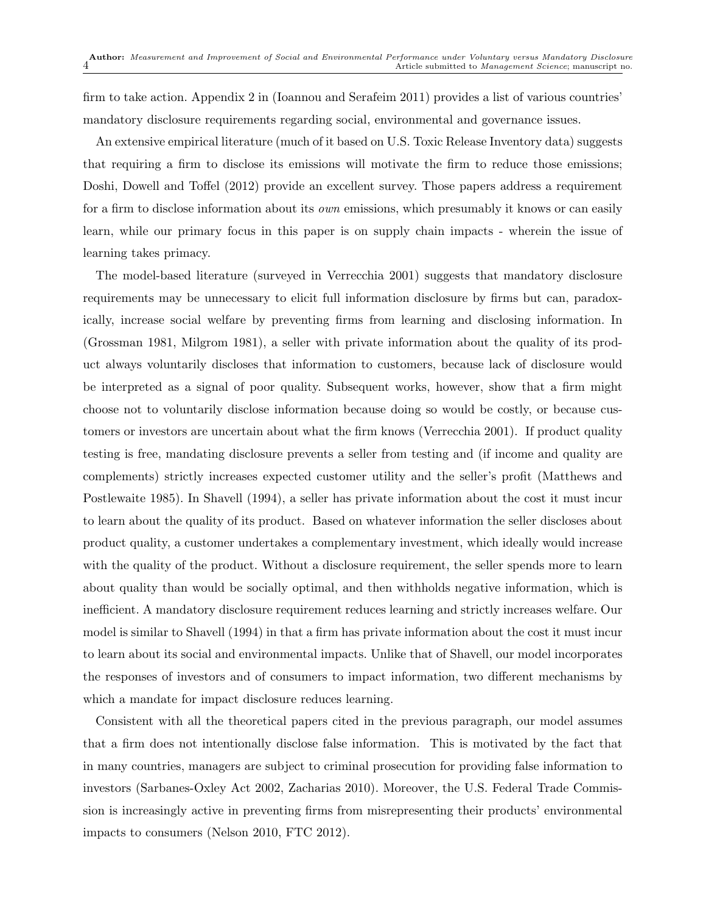firm to take action. Appendix 2 in (Ioannou and Serafeim 2011) provides a list of various countries' mandatory disclosure requirements regarding social, environmental and governance issues.

An extensive empirical literature (much of it based on U.S. Toxic Release Inventory data) suggests that requiring a firm to disclose its emissions will motivate the firm to reduce those emissions; Doshi, Dowell and Toffel (2012) provide an excellent survey. Those papers address a requirement for a firm to disclose information about its *own* emissions, which presumably it knows or can easily learn, while our primary focus in this paper is on supply chain impacts - wherein the issue of learning takes primacy.

The model-based literature (surveyed in Verrecchia 2001) suggests that mandatory disclosure requirements may be unnecessary to elicit full information disclosure by firms but can, paradoxically, increase social welfare by preventing firms from learning and disclosing information. In (Grossman 1981, Milgrom 1981), a seller with private information about the quality of its product always voluntarily discloses that information to customers, because lack of disclosure would be interpreted as a signal of poor quality. Subsequent works, however, show that a firm might choose not to voluntarily disclose information because doing so would be costly, or because customers or investors are uncertain about what the firm knows (Verrecchia 2001). If product quality testing is free, mandating disclosure prevents a seller from testing and (if income and quality are complements) strictly increases expected customer utility and the seller's profit (Matthews and Postlewaite 1985). In Shavell (1994), a seller has private information about the cost it must incur to learn about the quality of its product. Based on whatever information the seller discloses about product quality, a customer undertakes a complementary investment, which ideally would increase with the quality of the product. Without a disclosure requirement, the seller spends more to learn about quality than would be socially optimal, and then withholds negative information, which is inefficient. A mandatory disclosure requirement reduces learning and strictly increases welfare. Our model is similar to Shavell (1994) in that a firm has private information about the cost it must incur to learn about its social and environmental impacts. Unlike that of Shavell, our model incorporates the responses of investors and of consumers to impact information, two different mechanisms by which a mandate for impact disclosure reduces learning.

Consistent with all the theoretical papers cited in the previous paragraph, our model assumes that a firm does not intentionally disclose false information. This is motivated by the fact that in many countries, managers are subject to criminal prosecution for providing false information to investors (Sarbanes-Oxley Act 2002, Zacharias 2010). Moreover, the U.S. Federal Trade Commission is increasingly active in preventing firms from misrepresenting their products' environmental impacts to consumers (Nelson 2010, FTC 2012).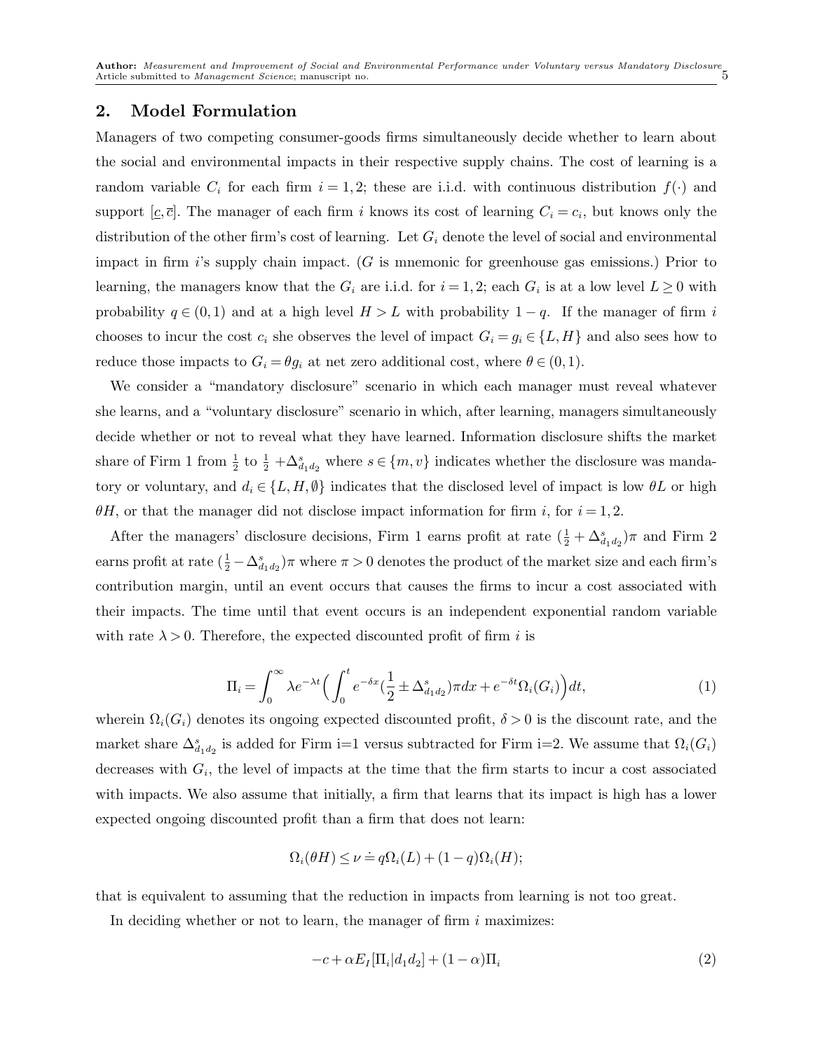## 2. Model Formulation

Managers of two competing consumer-goods firms simultaneously decide whether to learn about the social and environmental impacts in their respective supply chains. The cost of learning is a random variable $C_i$ for each firm $i = 1, 2$; these are i.i.d. with continuous distribution $f(\cdot)$ and support $[\underline{c}, \overline{c}]$. The manager of each firm $i$ knows its cost of learning $C_i = c_i$, but knows only the distribution of the other firm's cost of learning. Let $G_i$ denote the level of social and environmental impact in firm $i$'s supply chain impact. ($G$ is mnemonic for greenhouse gas emissions.) Prior to learning, the managers know that the $G_i$ are i.i.d. for $i = 1, 2$; each $G_i$ is at a low level $L \geq 0$ with probability $q \in (0, 1)$ and at a high level $H > L$ with probability $1 - q$. If the manager of firm $i$ chooses to incur the cost $c_i$ she observes the level of impact $G_i = g_i \in \{L, H\}$ and also sees how to reduce those impacts to $G_i = \theta g_i$ at net zero additional cost, where $\theta \in (0, 1)$.

We consider a "mandatory disclosure" scenario in which each manager must reveal whatever she learns, and a "voluntary disclosure" scenario in which, after learning, managers simultaneously decide whether or not to reveal what they have learned. Information disclosure shifts the market share of Firm 1 from $\frac{1}{2}$ to $\frac{1}{2} + \Delta^s_{d_1 d_2}$ where $s \in \{m, v\}$ indicates whether the disclosure was mandatory or voluntary, and $d_i \in \{L, H, \emptyset\}$ indicates that the disclosed level of impact is low $\theta L$ or high $\theta H$, or that the manager did not disclose impact information for firm $i$, for $i = 1, 2$.

After the managers' disclosure decisions, Firm 1 earns profit at rate $(\frac{1}{2} + \Delta^s_{d_1 d_2})\pi$ and Firm 2 earns profit at rate $(\frac{1}{2} - \Delta^s_{d_1 d_2})\pi$ where $\pi > 0$ denotes the product of the market size and each firm's contribution margin, until an event occurs that causes the firms to incur a cost associated with their impacts. The time until that event occurs is an independent exponential random variable with rate $\lambda > 0$. Therefore, the expected discounted profit of firm $i$ is

$$\Pi_i = \int_0^\infty \lambda e^{-\lambda t} \Big( \int_0^t e^{-\delta x} (\frac{1}{2} \pm \Delta^s_{d_1 d_2}) \pi dx + e^{-\delta t} \Omega_i(G_i) \Big) dt, \tag{1}$$

wherein $\Omega_i(G_i)$ denotes its ongoing expected discounted profit, $\delta > 0$ is the discount rate, and the market share $\Delta^s_{d_1 d_2}$ is added for Firm i=1 versus subtracted for Firm i=2. We assume that $\Omega_i(G_i)$ decreases with $G_i$, the level of impacts at the time that the firm starts to incur a cost associated with impacts. We also assume that initially, a firm that learns that its impact is high has a lower expected ongoing discounted profit than a firm that does not learn:

$$\Omega_i(\theta H) \leq \nu \doteq q\Omega_i(L) + (1-q)\Omega_i(H);$$

that is equivalent to assuming that the reduction in impacts from learning is not too great.

In deciding whether or not to learn, the manager of firm $i$ maximizes:

$$-c + \alpha E_I[\Pi_i | d_1 d_2] + (1-\alpha)\Pi_i \tag{2}$$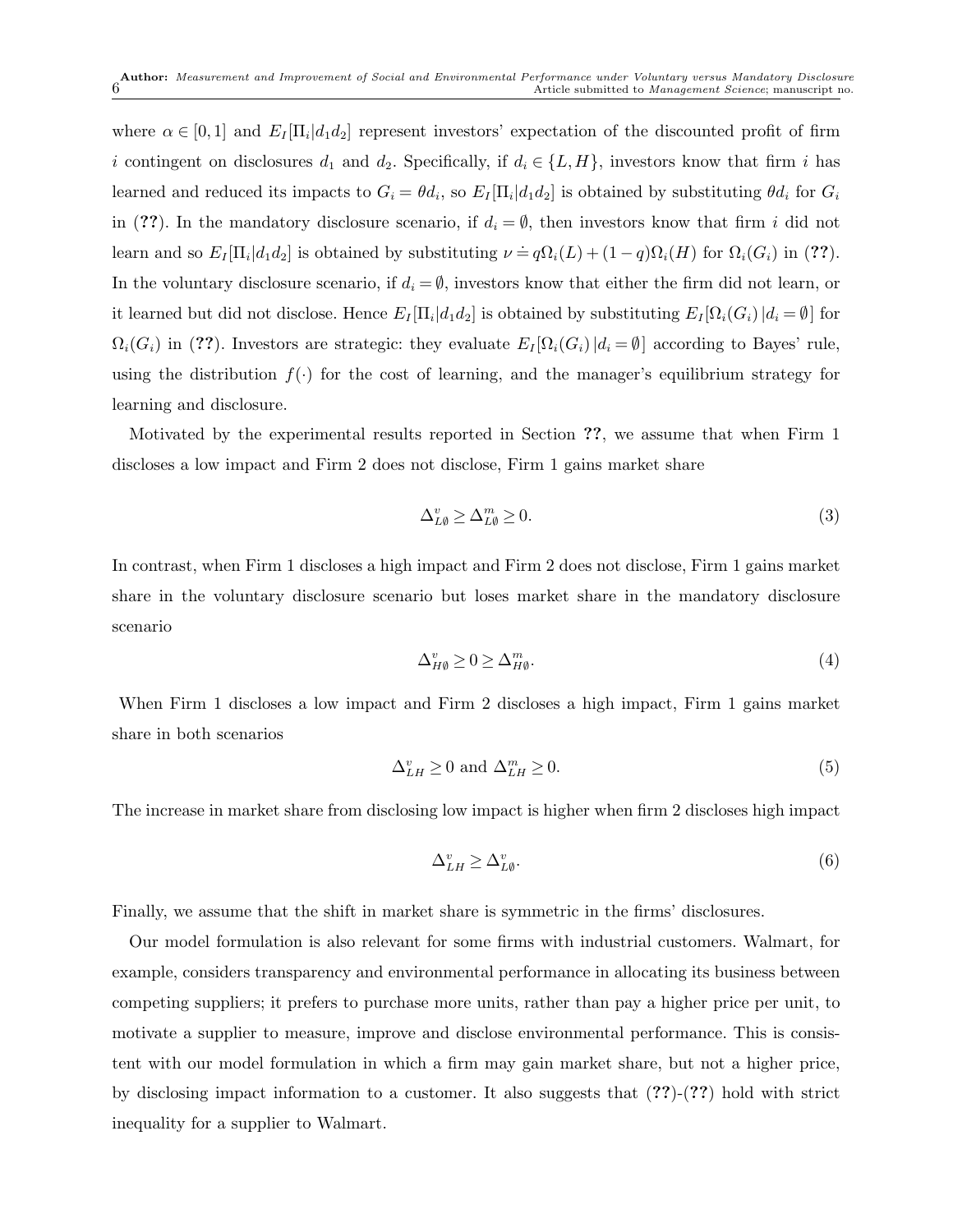where $\alpha \in [0,1]$ and $E_I[\Pi_i|d_1 d_2]$ represent investors' expectation of the discounted profit of firm $i$ contingent on disclosures $d_1$ and $d_2$. Specifically, if $d_i \in \{L, H\}$, investors know that firm $i$ has learned and reduced its impacts to $G_i = \theta d_i$, so $E_I[\Pi_i|d_1 d_2]$ is obtained by substituting $\theta d_i$ for $G_i$ in (??). In the mandatory disclosure scenario, if $d_i = \emptyset$, then investors know that firm $i$ did not learn and so $E_I[\Pi_i|d_1 d_2]$ is obtained by substituting $\nu \doteq q\Omega_i(L) + (1-q)\Omega_i(H)$ for $\Omega_i(G_i)$ in (??). In the voluntary disclosure scenario, if $d_i = \emptyset$, investors know that either the firm did not learn, or it learned but did not disclose. Hence $E_I[\Pi_i|d_1 d_2]$ is obtained by substituting $E_I[\Omega_i(G_i)\,|d_i = \emptyset]$ for $\Omega_i(G_i)$ in (??). Investors are strategic: they evaluate $E_I[\Omega_i(G_i)\,|d_i = \emptyset]$ according to Bayes' rule, using the distribution $f(\cdot)$ for the cost of learning, and the manager's equilibrium strategy for learning and disclosure.

Motivated by the experimental results reported in Section ??, we assume that when Firm 1 discloses a low impact and Firm 2 does not disclose, Firm 1 gains market share

$$\Delta^v_{L\emptyset} \geq \Delta^m_{L\emptyset} \geq 0. \tag{3}$$

In contrast, when Firm 1 discloses a high impact and Firm 2 does not disclose, Firm 1 gains market share in the voluntary disclosure scenario but loses market share in the mandatory disclosure scenario

$$\Delta^v_{H\emptyset} \geq 0 \geq \Delta^m_{H\emptyset}. \tag{4}$$

When Firm 1 discloses a low impact and Firm 2 discloses a high impact, Firm 1 gains market share in both scenarios

$$\Delta^v_{LH} \geq 0 \text{ and } \Delta^m_{LH} \geq 0. \tag{5}$$

The increase in market share from disclosing low impact is higher when firm 2 discloses high impact

$$\Delta^v_{LH} \geq \Delta^v_{L\emptyset}. \tag{6}$$

Finally, we assume that the shift in market share is symmetric in the firms' disclosures.

Our model formulation is also relevant for some firms with industrial customers. Walmart, for example, considers transparency and environmental performance in allocating its business between competing suppliers; it prefers to purchase more units, rather than pay a higher price per unit, to motivate a supplier to measure, improve and disclose environmental performance. This is consistent with our model formulation in which a firm may gain market share, but not a higher price, by disclosing impact information to a customer. It also suggests that (??)-(??) hold with strict inequality for a supplier to Walmart.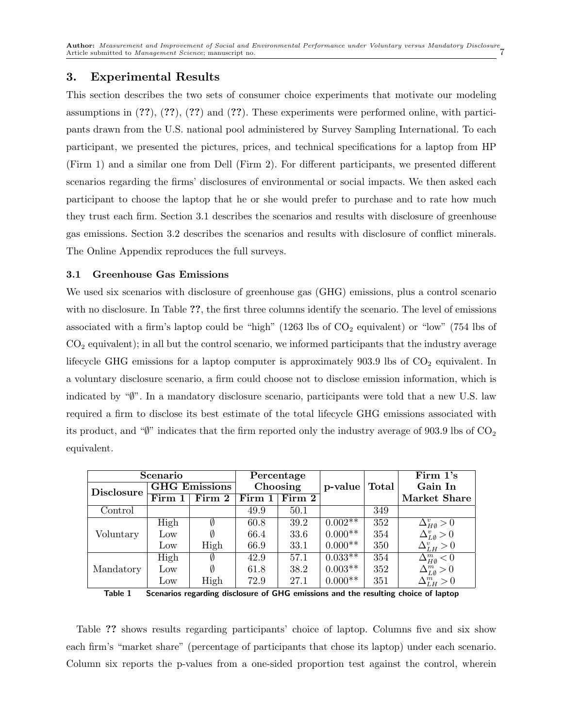## 3. Experimental Results

This section describes the two sets of consumer choice experiments that motivate our modeling assumptions in (**??**), (**??**), (**??**) and (**??**). These experiments were performed online, with participants drawn from the U.S. national pool administered by Survey Sampling International. To each participant, we presented the pictures, prices, and technical specifications for a laptop from HP (Firm 1) and a similar one from Dell (Firm 2). For different participants, we presented different scenarios regarding the firms' disclosures of environmental or social impacts. We then asked each participant to choose the laptop that he or she would prefer to purchase and to rate how much they trust each firm. Section 3.1 describes the scenarios and results with disclosure of greenhouse gas emissions. Section 3.2 describes the scenarios and results with disclosure of conflict minerals. The Online Appendix reproduces the full surveys.

### 3.1 Greenhouse Gas Emissions

We used six scenarios with disclosure of greenhouse gas (GHG) emissions, plus a control scenario with no disclosure. In Table **??**, the first three columns identify the scenario. The level of emissions associated with a firm's laptop could be "high" (1263 lbs of $CO_2$ equivalent) or "low" (754 lbs of $CO_2$ equivalent); in all but the control scenario, we informed participants that the industry average lifecycle GHG emissions for a laptop computer is approximately 903.9 lbs of $CO_2$ equivalent. In a voluntary disclosure scenario, a firm could choose not to disclose emission information, which is indicated by "$\emptyset$". In a mandatory disclosure scenario, participants were told that a new U.S. law required a firm to disclose its best estimate of the total lifecycle GHG emissions associated with its product, and "$\emptyset$" indicates that the firm reported only the industry average of 903.9 lbs of $CO_2$ equivalent.

| **Scenario** | | | **Percentage Choosing** | | **p-value** | **Total** | **Firm 1's Gain In Market Share** |
|---|---|---|---|---|---|---|---|
| **Disclosure** | **GHG Emissions** | | | | | | |
| | **Firm 1** | **Firm 2** | **Firm 1** | **Firm 2** | | | |
| Control | | | 49.9 | 50.1 | | 349 | |
| Voluntary | High | $\emptyset$ | 60.8 | 39.2 | 0.002** | 352 | $\Delta^v_{H\emptyset} > 0$ |
| | Low | $\emptyset$ | 66.4 | 33.6 | 0.000** | 354 | $\Delta^v_{L\emptyset} > 0$ |
| | Low | High | 66.9 | 33.1 | 0.000** | 350 | $\Delta^v_{LH} > 0$ |
| Mandatory | High | $\emptyset$ | 42.9 | 57.1 | 0.033** | 354 | $\Delta^m_{H\emptyset} < 0$ |
| | Low | $\emptyset$ | 61.8 | 38.2 | 0.003** | 352 | $\Delta^m_{L\emptyset} > 0$ |
| | Low | High | 72.9 | 27.1 | 0.000** | 351 | $\Delta^m_{LH} > 0$ |

**Table 1** Scenarios regarding disclosure of GHG emissions and the resulting choice of laptop

Table **??** shows results regarding participants' choice of laptop. Columns five and six show each firm's "market share" (percentage of participants that chose its laptop) under each scenario. Column six reports the p-values from a one-sided proportion test against the control, wherein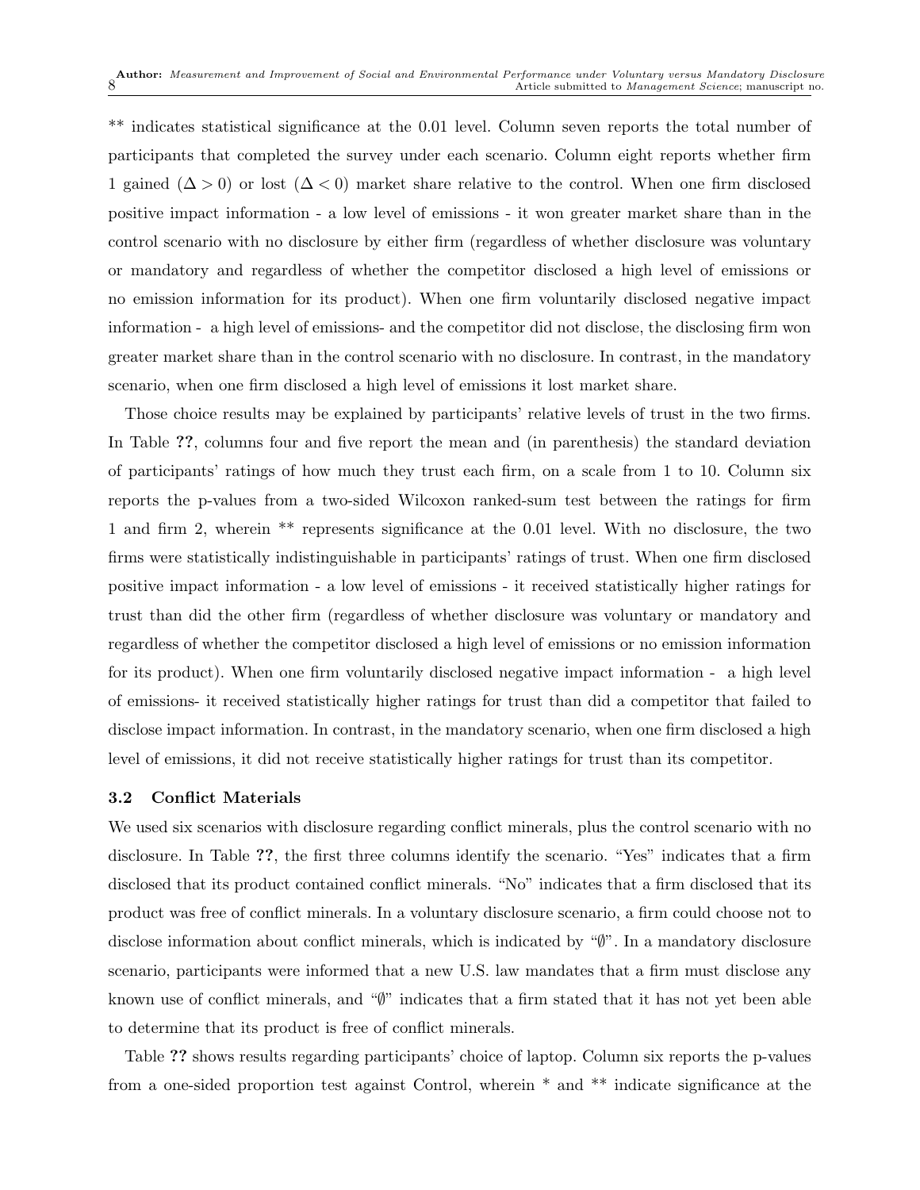** indicates statistical significance at the 0.01 level. Column seven reports the total number of participants that completed the survey under each scenario. Column eight reports whether firm 1 gained ($\Delta > 0$) or lost ($\Delta < 0$) market share relative to the control. When one firm disclosed positive impact information - a low level of emissions - it won greater market share than in the control scenario with no disclosure by either firm (regardless of whether disclosure was voluntary or mandatory and regardless of whether the competitor disclosed a high level of emissions or no emission information for its product). When one firm voluntarily disclosed negative impact information - a high level of emissions- and the competitor did not disclose, the disclosing firm won greater market share than in the control scenario with no disclosure. In contrast, in the mandatory scenario, when one firm disclosed a high level of emissions it lost market share.

Those choice results may be explained by participants' relative levels of trust in the two firms. In Table **??**, columns four and five report the mean and (in parenthesis) the standard deviation of participants' ratings of how much they trust each firm, on a scale from 1 to 10. Column six reports the p-values from a two-sided Wilcoxon ranked-sum test between the ratings for firm 1 and firm 2, wherein ** represents significance at the 0.01 level. With no disclosure, the two firms were statistically indistinguishable in participants' ratings of trust. When one firm disclosed positive impact information - a low level of emissions - it received statistically higher ratings for trust than did the other firm (regardless of whether disclosure was voluntary or mandatory and regardless of whether the competitor disclosed a high level of emissions or no emission information for its product). When one firm voluntarily disclosed negative impact information - a high level of emissions- it received statistically higher ratings for trust than did a competitor that failed to disclose impact information. In contrast, in the mandatory scenario, when one firm disclosed a high level of emissions, it did not receive statistically higher ratings for trust than its competitor.

### 3.2 Conflict Materials

We used six scenarios with disclosure regarding conflict minerals, plus the control scenario with no disclosure. In Table **??**, the first three columns identify the scenario. "Yes" indicates that a firm disclosed that its product contained conflict minerals. "No" indicates that a firm disclosed that its product was free of conflict minerals. In a voluntary disclosure scenario, a firm could choose not to disclose information about conflict minerals, which is indicated by "$\emptyset$". In a mandatory disclosure scenario, participants were informed that a new U.S. law mandates that a firm must disclose any known use of conflict minerals, and "$\emptyset$" indicates that a firm stated that it has not yet been able to determine that its product is free of conflict minerals.

Table **??** shows results regarding participants' choice of laptop. Column six reports the p-values from a one-sided proportion test against Control, wherein * and ** indicate significance at the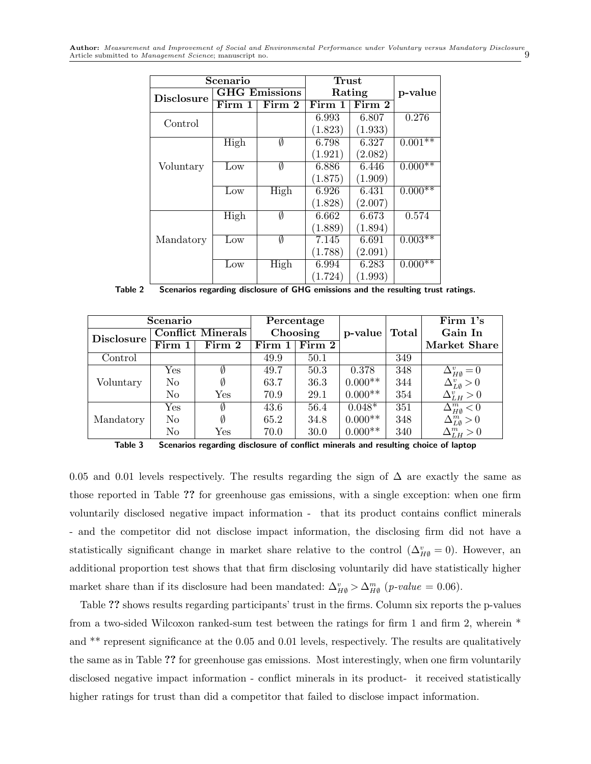| Scenario | | | Trust | | p-value |
|---|---|---|---|---|---|
| Disclosure | GHG Emissions | | Rating | | |
| | Firm 1 | Firm 2 | Firm 1 | Firm 2 | |
| Control | | | 6.993 (1.823) | 6.807 (1.933) | 0.276 |
| Voluntary | High | ∅ | 6.798 (1.921) | 6.327 (2.082) | 0.001** |
| | Low | ∅ | 6.886 (1.875) | 6.446 (1.909) | 0.000** |
| | Low | High | 6.926 (1.828) | 6.431 (2.007) | 0.000** |
| Mandatory | High | ∅ | 6.662 (1.889) | 6.673 (1.894) | 0.574 |
| | Low | ∅ | 7.145 (1.788) | 6.691 (2.091) | 0.003** |
| | Low | High | 6.994 (1.724) | 6.283 (1.993) | 0.000** |

**Table 2** Scenarios regarding disclosure of GHG emissions and the resulting trust ratings.

| Scenario | | | Percentage Choosing | | p-value | Total | Firm 1's Gain In Market Share |
|---|---|---|---|---|---|---|---|
| Disclosure | Conflict Minerals | | | | | | |
| | Firm 1 | Firm 2 | Firm 1 | Firm 2 | | | |
| Control | | | 49.9 | 50.1 | | 349 | |
| Voluntary | Yes | ∅ | 49.7 | 50.3 | 0.378 | 348 | $\Delta^v_{H\emptyset} = 0$ |
| | No | ∅ | 63.7 | 36.3 | 0.000** | 344 | $\Delta^v_{L\emptyset} > 0$ |
| | No | Yes | 70.9 | 29.1 | 0.000** | 354 | $\Delta^v_{LH} > 0$ |
| Mandatory | Yes | ∅ | 43.6 | 56.4 | 0.048* | 351 | $\Delta^m_{H\emptyset} < 0$ |
| | No | ∅ | 65.2 | 34.8 | 0.000** | 348 | $\Delta^m_{L\emptyset} > 0$ |
| | No | Yes | 70.0 | 30.0 | 0.000** | 340 | $\Delta^m_{LH} > 0$ |

**Table 3** Scenarios regarding disclosure of conflict minerals and resulting choice of laptop

0.05 and 0.01 levels respectively. The results regarding the sign of $\Delta$ are exactly the same as those reported in Table ?? for greenhouse gas emissions, with a single exception: when one firm voluntarily disclosed negative impact information - that its product contains conflict minerals - and the competitor did not disclose impact information, the disclosing firm did not have a statistically significant change in market share relative to the control ($\Delta^v_{H\emptyset} = 0$). However, an additional proportion test shows that that firm disclosing voluntarily did have statistically higher market share than if its disclosure had been mandated: $\Delta^v_{H\emptyset} > \Delta^m_{H\emptyset}$ (*p-value* = 0.06).

Table ?? shows results regarding participants' trust in the firms. Column six reports the p-values from a two-sided Wilcoxon ranked-sum test between the ratings for firm 1 and firm 2, wherein * and ** represent significance at the 0.05 and 0.01 levels, respectively. The results are qualitatively the same as in Table ?? for greenhouse gas emissions. Most interestingly, when one firm voluntarily disclosed negative impact information - conflict minerals in its product- it received statistically higher ratings for trust than did a competitor that failed to disclose impact information.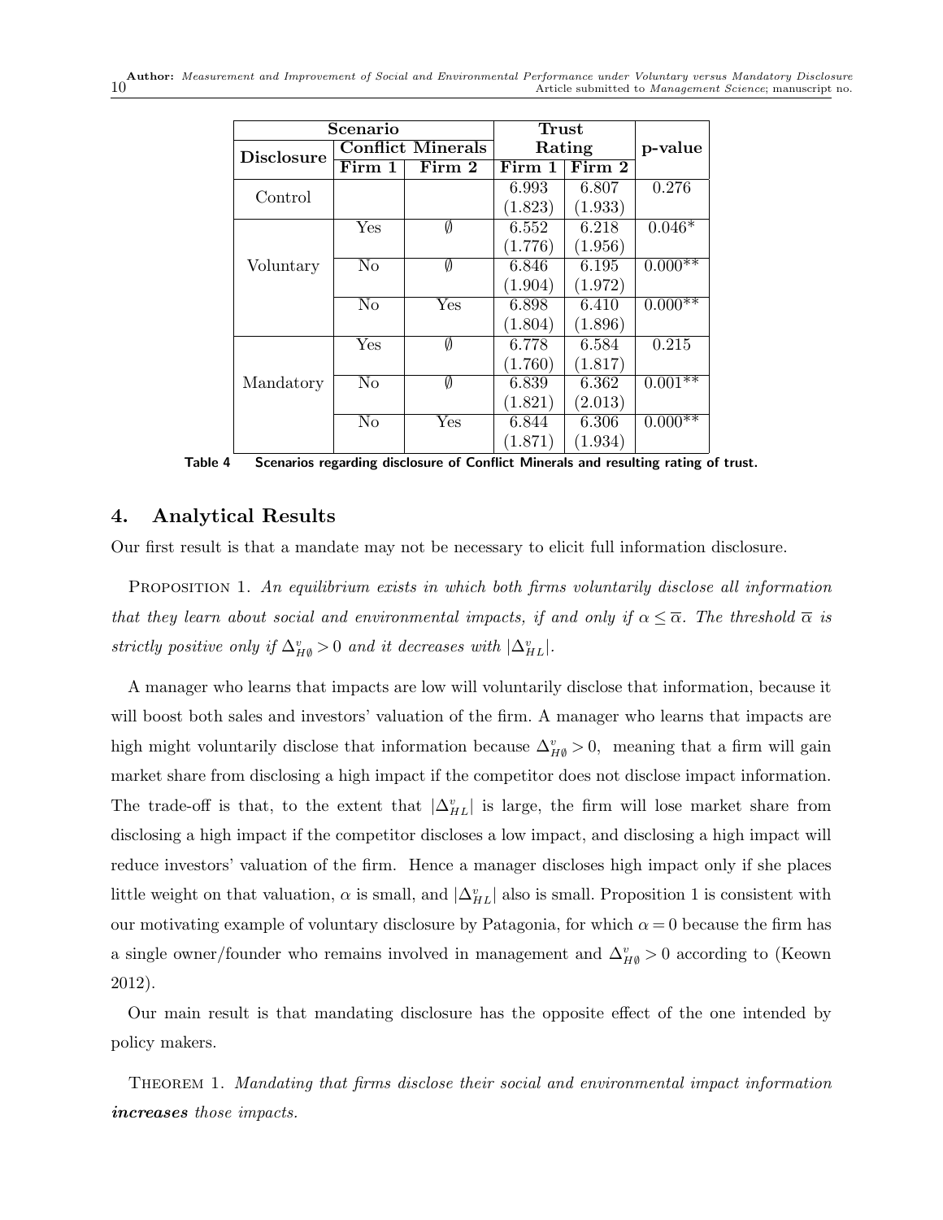| Scenario | | | Trust | | p-value |
|---|---|---|---|---|---|
| Disclosure | Conflict Minerals | | Rating | | |
| | Firm 1 | Firm 2 | Firm 1 | Firm 2 | |
| Control | | | 6.993 (1.823) | 6.807 (1.933) | 0.276 |
| Voluntary | Yes | $\emptyset$ | 6.552 (1.776) | 6.218 (1.956) | 0.046* |
| | No | $\emptyset$ | 6.846 (1.904) | 6.195 (1.972) | 0.000** |
| | No | Yes | 6.898 (1.804) | 6.410 (1.896) | 0.000** |
| Mandatory | Yes | $\emptyset$ | 6.778 (1.760) | 6.584 (1.817) | 0.215 |
| | No | $\emptyset$ | 6.839 (1.821) | 6.362 (2.013) | 0.001** |
| | No | Yes | 6.844 (1.871) | 6.306 (1.934) | 0.000** |

**Table 4 Scenarios regarding disclosure of Conflict Minerals and resulting rating of trust.**

## 4. Analytical Results

Our first result is that a mandate may not be necessary to elicit full information disclosure.

Proposition 1. *An equilibrium exists in which both firms voluntarily disclose all information that they learn about social and environmental impacts, if and only if $\alpha \leq \overline{\alpha}$. The threshold $\overline{\alpha}$ is strictly positive only if $\Delta^v_{H\emptyset} > 0$ and it decreases with $|\Delta^v_{HL}|$.*

A manager who learns that impacts are low will voluntarily disclose that information, because it will boost both sales and investors' valuation of the firm. A manager who learns that impacts are high might voluntarily disclose that information because $\Delta^v_{H\emptyset} > 0$, meaning that a firm will gain market share from disclosing a high impact if the competitor does not disclose impact information. The trade-off is that, to the extent that $|\Delta^v_{HL}|$ is large, the firm will lose market share from disclosing a high impact if the competitor discloses a low impact, and disclosing a high impact will reduce investors' valuation of the firm. Hence a manager discloses high impact only if she places little weight on that valuation, $\alpha$ is small, and $|\Delta^v_{HL}|$ also is small. Proposition 1 is consistent with our motivating example of voluntary disclosure by Patagonia, for which $\alpha = 0$ because the firm has a single owner/founder who remains involved in management and $\Delta^v_{H\emptyset} > 0$ according to (Keown 2012).

Our main result is that mandating disclosure has the opposite effect of the one intended by policy makers.

Theorem 1. *Mandating that firms disclose their social and environmental impact information* ***increases*** *those impacts.*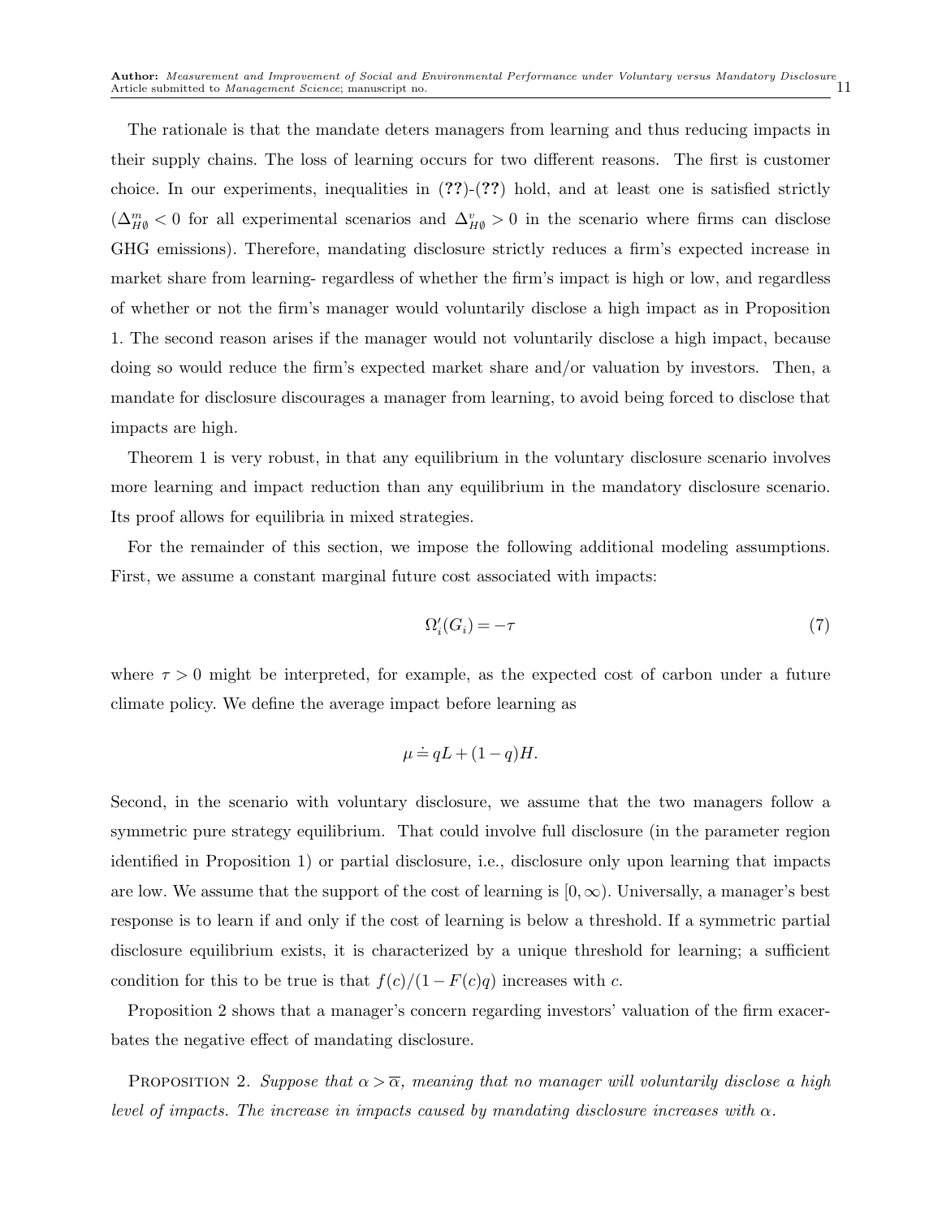The rationale is that the mandate deters managers from learning and thus reducing impacts in their supply chains. The loss of learning occurs for two different reasons. The first is customer choice. In our experiments, inequalities in (**??**)-(**??**) hold, and at least one is satisfied strictly ($\Delta^m_{H\emptyset} < 0$ for all experimental scenarios and $\Delta^v_{H\emptyset} > 0$ in the scenario where firms can disclose GHG emissions). Therefore, mandating disclosure strictly reduces a firm's expected increase in market share from learning- regardless of whether the firm's impact is high or low, and regardless of whether or not the firm's manager would voluntarily disclose a high impact as in Proposition 1. The second reason arises if the manager would not voluntarily disclose a high impact, because doing so would reduce the firm's expected market share and/or valuation by investors. Then, a mandate for disclosure discourages a manager from learning, to avoid being forced to disclose that impacts are high.

Theorem 1 is very robust, in that any equilibrium in the voluntary disclosure scenario involves more learning and impact reduction than any equilibrium in the mandatory disclosure scenario. Its proof allows for equilibria in mixed strategies.

For the remainder of this section, we impose the following additional modeling assumptions. First, we assume a constant marginal future cost associated with impacts:

$$\Omega_i'(G_i) = -\tau \tag{7}$$

where $\tau > 0$ might be interpreted, for example, as the expected cost of carbon under a future climate policy. We define the average impact before learning as

$$\mu \doteq qL + (1-q)H.$$

Second, in the scenario with voluntary disclosure, we assume that the two managers follow a symmetric pure strategy equilibrium. That could involve full disclosure (in the parameter region identified in Proposition 1) or partial disclosure, i.e., disclosure only upon learning that impacts are low. We assume that the support of the cost of learning is $[0, \infty)$. Universally, a manager's best response is to learn if and only if the cost of learning is below a threshold. If a symmetric partial disclosure equilibrium exists, it is characterized by a unique threshold for learning; a sufficient condition for this to be true is that $f(c)/(1-F(c)q)$ increases with $c$.

Proposition 2 shows that a manager's concern regarding investors' valuation of the firm exacerbates the negative effect of mandating disclosure.

Proposition 2. *Suppose that $\alpha > \overline{\alpha}$, meaning that no manager will voluntarily disclose a high level of impacts. The increase in impacts caused by mandating disclosure increases with $\alpha$.*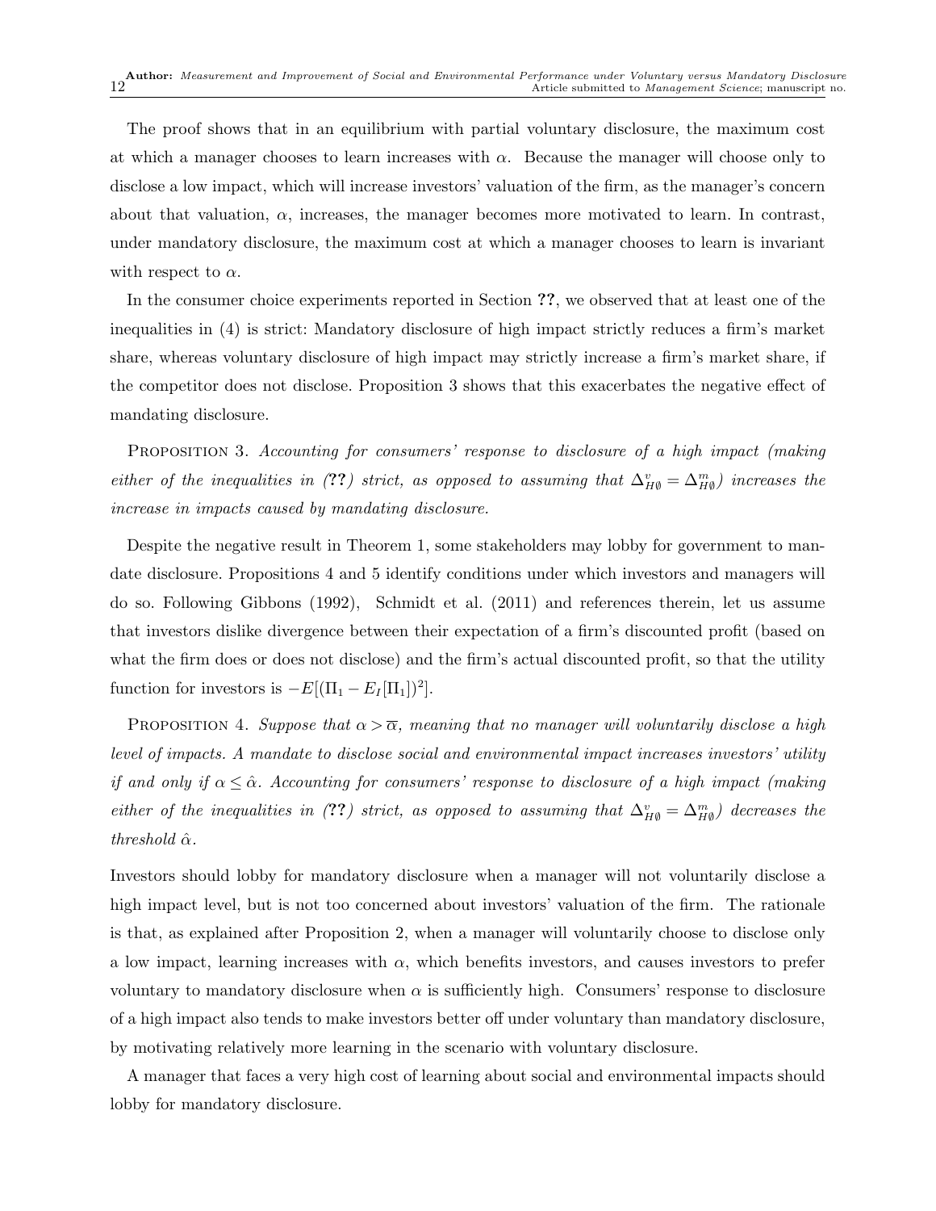The proof shows that in an equilibrium with partial voluntary disclosure, the maximum cost at which a manager chooses to learn increases with $\alpha$. Because the manager will choose only to disclose a low impact, which will increase investors' valuation of the firm, as the manager's concern about that valuation, $\alpha$, increases, the manager becomes more motivated to learn. In contrast, under mandatory disclosure, the maximum cost at which a manager chooses to learn is invariant with respect to $\alpha$.

In the consumer choice experiments reported in Section **??**, we observed that at least one of the inequalities in (4) is strict: Mandatory disclosure of high impact strictly reduces a firm's market share, whereas voluntary disclosure of high impact may strictly increase a firm's market share, if the competitor does not disclose. Proposition 3 shows that this exacerbates the negative effect of mandating disclosure.

PROPOSITION 3. *Accounting for consumers' response to disclosure of a high impact (making either of the inequalities in (**??**) strict, as opposed to assuming that $\Delta^v_{H\emptyset} = \Delta^m_{H\emptyset}$) increases the increase in impacts caused by mandating disclosure.*

Despite the negative result in Theorem 1, some stakeholders may lobby for government to mandate disclosure. Propositions 4 and 5 identify conditions under which investors and managers will do so. Following Gibbons (1992), Schmidt et al. (2011) and references therein, let us assume that investors dislike divergence between their expectation of a firm's discounted profit (based on what the firm does or does not disclose) and the firm's actual discounted profit, so that the utility function for investors is $-E[(\Pi_1 - E_I[\Pi_1])^2]$.

PROPOSITION 4. *Suppose that $\alpha > \overline{\alpha}$, meaning that no manager will voluntarily disclose a high level of impacts. A mandate to disclose social and environmental impact increases investors' utility if and only if $\alpha \leq \hat{\alpha}$. Accounting for consumers' response to disclosure of a high impact (making either of the inequalities in (**??**) strict, as opposed to assuming that $\Delta^v_{H\emptyset} = \Delta^m_{H\emptyset}$) decreases the threshold $\hat{\alpha}$.*

Investors should lobby for mandatory disclosure when a manager will not voluntarily disclose a high impact level, but is not too concerned about investors' valuation of the firm. The rationale is that, as explained after Proposition 2, when a manager will voluntarily choose to disclose only a low impact, learning increases with $\alpha$, which benefits investors, and causes investors to prefer voluntary to mandatory disclosure when $\alpha$ is sufficiently high. Consumers' response to disclosure of a high impact also tends to make investors better off under voluntary than mandatory disclosure, by motivating relatively more learning in the scenario with voluntary disclosure.

A manager that faces a very high cost of learning about social and environmental impacts should lobby for mandatory disclosure.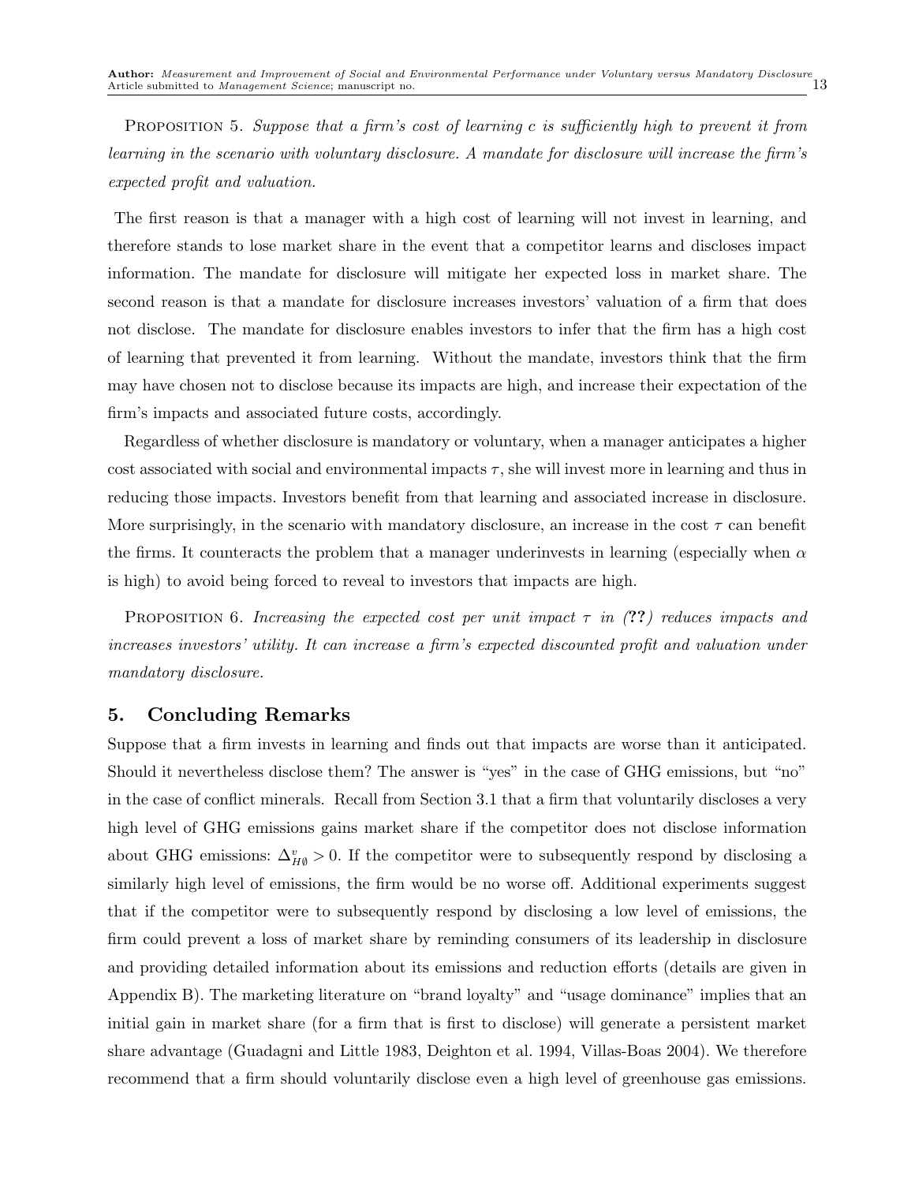Proposition 5. *Suppose that a firm's cost of learning $c$ is sufficiently high to prevent it from learning in the scenario with voluntary disclosure. A mandate for disclosure will increase the firm's expected profit and valuation.*

The first reason is that a manager with a high cost of learning will not invest in learning, and therefore stands to lose market share in the event that a competitor learns and discloses impact information. The mandate for disclosure will mitigate her expected loss in market share. The second reason is that a mandate for disclosure increases investors' valuation of a firm that does not disclose. The mandate for disclosure enables investors to infer that the firm has a high cost of learning that prevented it from learning. Without the mandate, investors think that the firm may have chosen not to disclose because its impacts are high, and increase their expectation of the firm's impacts and associated future costs, accordingly.

Regardless of whether disclosure is mandatory or voluntary, when a manager anticipates a higher cost associated with social and environmental impacts $\tau$, she will invest more in learning and thus in reducing those impacts. Investors benefit from that learning and associated increase in disclosure. More surprisingly, in the scenario with mandatory disclosure, an increase in the cost $\tau$ can benefit the firms. It counteracts the problem that a manager underinvests in learning (especially when $\alpha$ is high) to avoid being forced to reveal to investors that impacts are high.

Proposition 6. *Increasing the expected cost per unit impact $\tau$ in (??) reduces impacts and increases investors' utility. It can increase a firm's expected discounted profit and valuation under mandatory disclosure.*

## 5. Concluding Remarks

Suppose that a firm invests in learning and finds out that impacts are worse than it anticipated. Should it nevertheless disclose them? The answer is "yes" in the case of GHG emissions, but "no" in the case of conflict minerals. Recall from Section 3.1 that a firm that voluntarily discloses a very high level of GHG emissions gains market share if the competitor does not disclose information about GHG emissions: $\Delta^{v}_{H\emptyset} > 0$. If the competitor were to subsequently respond by disclosing a similarly high level of emissions, the firm would be no worse off. Additional experiments suggest that if the competitor were to subsequently respond by disclosing a low level of emissions, the firm could prevent a loss of market share by reminding consumers of its leadership in disclosure and providing detailed information about its emissions and reduction efforts (details are given in Appendix B). The marketing literature on "brand loyalty" and "usage dominance" implies that an initial gain in market share (for a firm that is first to disclose) will generate a persistent market share advantage (Guadagni and Little 1983, Deighton et al. 1994, Villas-Boas 2004). We therefore recommend that a firm should voluntarily disclose even a high level of greenhouse gas emissions.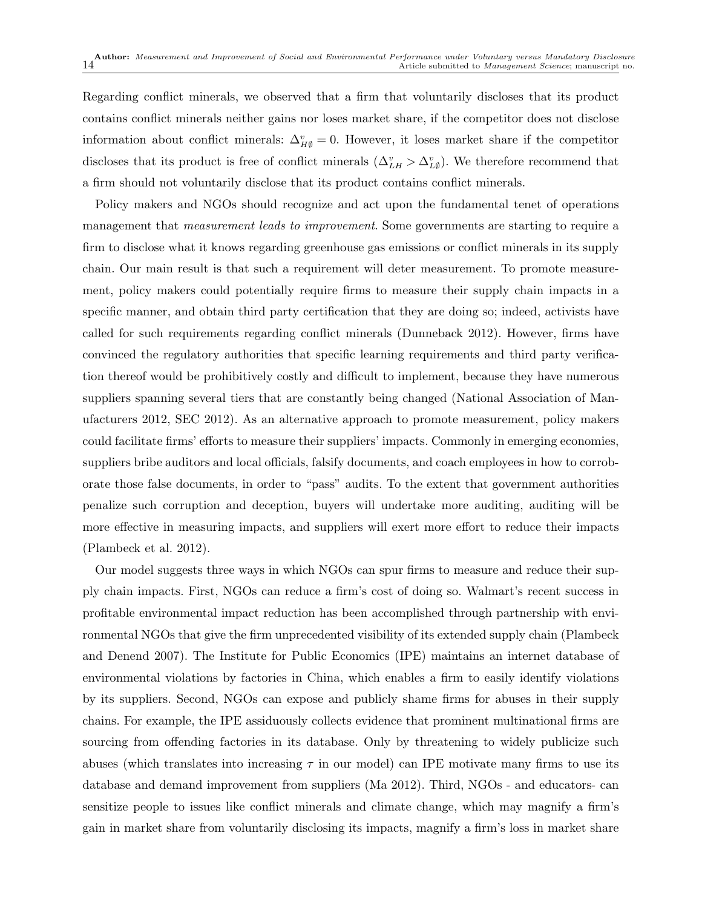Regarding conflict minerals, we observed that a firm that voluntarily discloses that its product contains conflict minerals neither gains nor loses market share, if the competitor does not disclose information about conflict minerals: $\Delta^v_{H\emptyset} = 0$. However, it loses market share if the competitor discloses that its product is free of conflict minerals ($\Delta^v_{LH} > \Delta^v_{L\emptyset}$). We therefore recommend that a firm should not voluntarily disclose that its product contains conflict minerals.

Policy makers and NGOs should recognize and act upon the fundamental tenet of operations management that *measurement leads to improvement*. Some governments are starting to require a firm to disclose what it knows regarding greenhouse gas emissions or conflict minerals in its supply chain. Our main result is that such a requirement will deter measurement. To promote measurement, policy makers could potentially require firms to measure their supply chain impacts in a specific manner, and obtain third party certification that they are doing so; indeed, activists have called for such requirements regarding conflict minerals (Dunneback 2012). However, firms have convinced the regulatory authorities that specific learning requirements and third party verification thereof would be prohibitively costly and difficult to implement, because they have numerous suppliers spanning several tiers that are constantly being changed (National Association of Manufacturers 2012, SEC 2012). As an alternative approach to promote measurement, policy makers could facilitate firms' efforts to measure their suppliers' impacts. Commonly in emerging economies, suppliers bribe auditors and local officials, falsify documents, and coach employees in how to corroborate those false documents, in order to "pass" audits. To the extent that government authorities penalize such corruption and deception, buyers will undertake more auditing, auditing will be more effective in measuring impacts, and suppliers will exert more effort to reduce their impacts (Plambeck et al. 2012).

Our model suggests three ways in which NGOs can spur firms to measure and reduce their supply chain impacts. First, NGOs can reduce a firm's cost of doing so. Walmart's recent success in profitable environmental impact reduction has been accomplished through partnership with environmental NGOs that give the firm unprecedented visibility of its extended supply chain (Plambeck and Denend 2007). The Institute for Public Economics (IPE) maintains an internet database of environmental violations by factories in China, which enables a firm to easily identify violations by its suppliers. Second, NGOs can expose and publicly shame firms for abuses in their supply chains. For example, the IPE assiduously collects evidence that prominent multinational firms are sourcing from offending factories in its database. Only by threatening to widely publicize such abuses (which translates into increasing $\tau$ in our model) can IPE motivate many firms to use its database and demand improvement from suppliers (Ma 2012). Third, NGOs - and educators- can sensitize people to issues like conflict minerals and climate change, which may magnify a firm's gain in market share from voluntarily disclosing its impacts, magnify a firm's loss in market share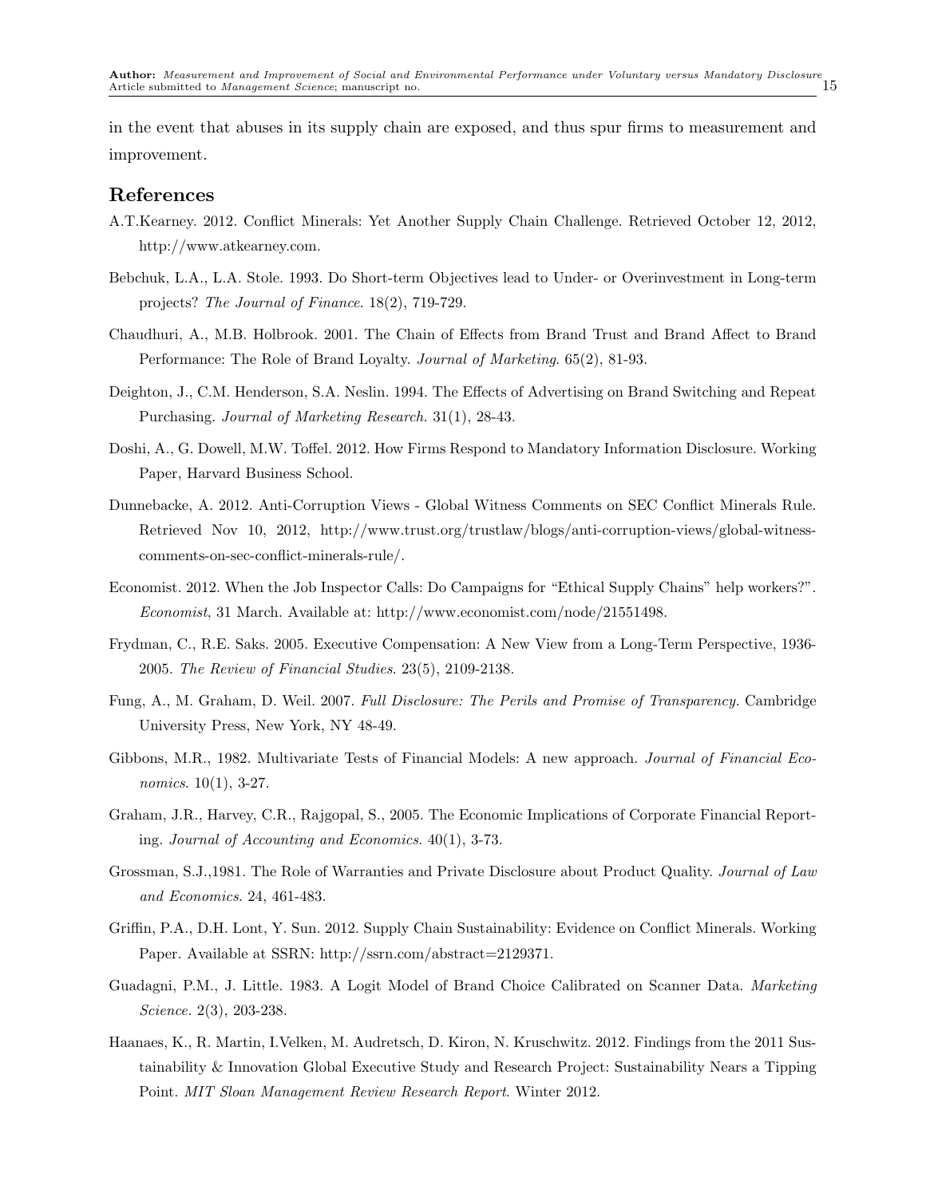in the event that abuses in its supply chain are exposed, and thus spur firms to measurement and improvement.

## References

A.T.Kearney. 2012. Conflict Minerals: Yet Another Supply Chain Challenge. Retrieved October 12, 2012, http://www.atkearney.com.

Bebchuk, L.A., L.A. Stole. 1993. Do Short-term Objectives lead to Under- or Overinvestment in Long-term projects? *The Journal of Finance*. 18(2), 719-729.

Chaudhuri, A., M.B. Holbrook. 2001. The Chain of Effects from Brand Trust and Brand Affect to Brand Performance: The Role of Brand Loyalty. *Journal of Marketing*. 65(2), 81-93.

Deighton, J., C.M. Henderson, S.A. Neslin. 1994. The Effects of Advertising on Brand Switching and Repeat Purchasing. *Journal of Marketing Research.* 31(1), 28-43.

Doshi, A., G. Dowell, M.W. Toffel. 2012. How Firms Respond to Mandatory Information Disclosure. Working Paper, Harvard Business School.

Dunnebacke, A. 2012. Anti-Corruption Views - Global Witness Comments on SEC Conflict Minerals Rule. Retrieved Nov 10, 2012, http://www.trust.org/trustlaw/blogs/anti-corruption-views/global-witness-comments-on-sec-conflict-minerals-rule/.

Economist. 2012. When the Job Inspector Calls: Do Campaigns for "Ethical Supply Chains" help workers?". *Economist*, 31 March. Available at: http://www.economist.com/node/21551498.

Frydman, C., R.E. Saks. 2005. Executive Compensation: A New View from a Long-Term Perspective, 1936-2005. *The Review of Financial Studies*. 23(5), 2109-2138.

Fung, A., M. Graham, D. Weil. 2007. *Full Disclosure: The Perils and Promise of Transparency*. Cambridge University Press, New York, NY 48-49.

Gibbons, M.R., 1982. Multivariate Tests of Financial Models: A new approach. *Journal of Financial Economics*. 10(1), 3-27.

Graham, J.R., Harvey, C.R., Rajgopal, S., 2005. The Economic Implications of Corporate Financial Reporting. *Journal of Accounting and Economics*. 40(1), 3-73.

Grossman, S.J.,1981. The Role of Warranties and Private Disclosure about Product Quality. *Journal of Law and Economics*. 24, 461-483.

Griffin, P.A., D.H. Lont, Y. Sun. 2012. Supply Chain Sustainability: Evidence on Conflict Minerals. Working Paper. Available at SSRN: http://ssrn.com/abstract=2129371.

Guadagni, P.M., J. Little. 1983. A Logit Model of Brand Choice Calibrated on Scanner Data. *Marketing Science*. 2(3), 203-238.

Haanaes, K., R. Martin, I.Velken, M. Audretsch, D. Kiron, N. Kruschwitz. 2012. Findings from the 2011 Sustainability & Innovation Global Executive Study and Research Project: Sustainability Nears a Tipping Point. *MIT Sloan Management Review Research Report*. Winter 2012.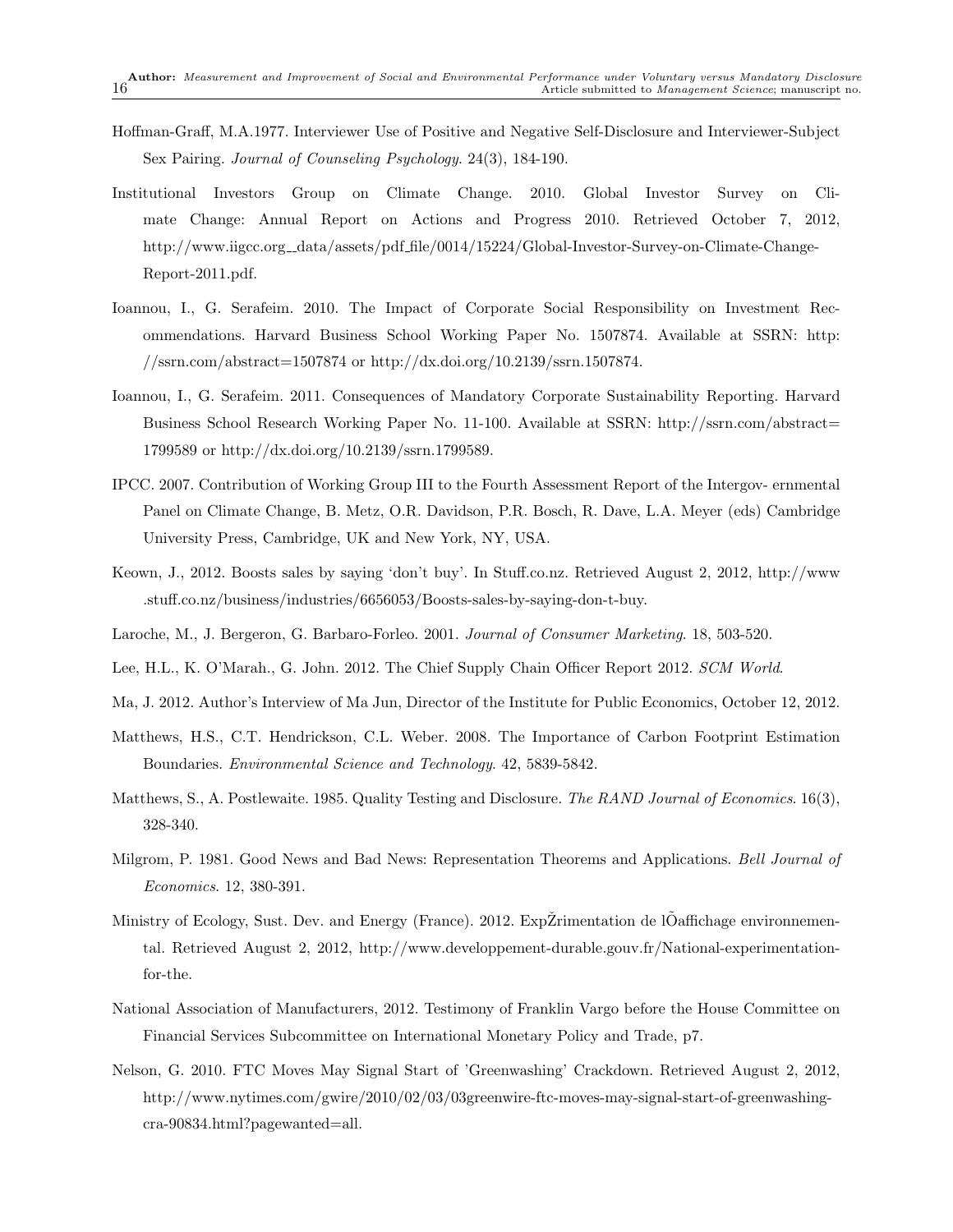Hoffman-Graff, M.A.1977. Interviewer Use of Positive and Negative Self-Disclosure and Interviewer-Subject Sex Pairing. *Journal of Counseling Psychology*. 24(3), 184-190.

Institutional Investors Group on Climate Change. 2010. Global Investor Survey on Climate Change: Annual Report on Actions and Progress 2010. Retrieved October 7, 2012, http://www.iigcc.org__data/assets/pdf_file/0014/15224/Global-Investor-Survey-on-Climate-Change-Report-2011.pdf.

Ioannou, I., G. Serafeim. 2010. The Impact of Corporate Social Responsibility on Investment Recommendations. Harvard Business School Working Paper No. 1507874. Available at SSRN: http://ssrn.com/abstract=1507874 or http://dx.doi.org/10.2139/ssrn.1507874.

Ioannou, I., G. Serafeim. 2011. Consequences of Mandatory Corporate Sustainability Reporting. Harvard Business School Research Working Paper No. 11-100. Available at SSRN: http://ssrn.com/abstract=1799589 or http://dx.doi.org/10.2139/ssrn.1799589.

IPCC. 2007. Contribution of Working Group III to the Fourth Assessment Report of the Intergov- ernmental Panel on Climate Change, B. Metz, O.R. Davidson, P.R. Bosch, R. Dave, L.A. Meyer (eds) Cambridge University Press, Cambridge, UK and New York, NY, USA.

Keown, J., 2012. Boosts sales by saying 'don't buy'. In Stuff.co.nz. Retrieved August 2, 2012, http://www.stuff.co.nz/business/industries/6656053/Boosts-sales-by-saying-don-t-buy.

Laroche, M., J. Bergeron, G. Barbaro-Forleo. 2001. *Journal of Consumer Marketing*. 18, 503-520.

Lee, H.L., K. O'Marah., G. John. 2012. The Chief Supply Chain Officer Report 2012. *SCM World*.

Ma, J. 2012. Author's Interview of Ma Jun, Director of the Institute for Public Economics, October 12, 2012.

Matthews, H.S., C.T. Hendrickson, C.L. Weber. 2008. The Importance of Carbon Footprint Estimation Boundaries. *Environmental Science and Technology*. 42, 5839-5842.

Matthews, S., A. Postlewaite. 1985. Quality Testing and Disclosure. *The RAND Journal of Economics*. 16(3), 328-340.

Milgrom, P. 1981. Good News and Bad News: Representation Theorems and Applications. *Bell Journal of Economics*. 12, 380-391.

Ministry of Ecology, Sust. Dev. and Energy (France). 2012. ExpŽrimentation de lÕaffichage environnemental. Retrieved August 2, 2012, http://www.developpement-durable.gouv.fr/National-experimentation-for-the.

National Association of Manufacturers, 2012. Testimony of Franklin Vargo before the House Committee on Financial Services Subcommittee on International Monetary Policy and Trade, p7.

Nelson, G. 2010. FTC Moves May Signal Start of 'Greenwashing' Crackdown. Retrieved August 2, 2012, http://www.nytimes.com/gwire/2010/02/03/03greenwire-ftc-moves-may-signal-start-of-greenwashing-cra-90834.html?pagewanted=all.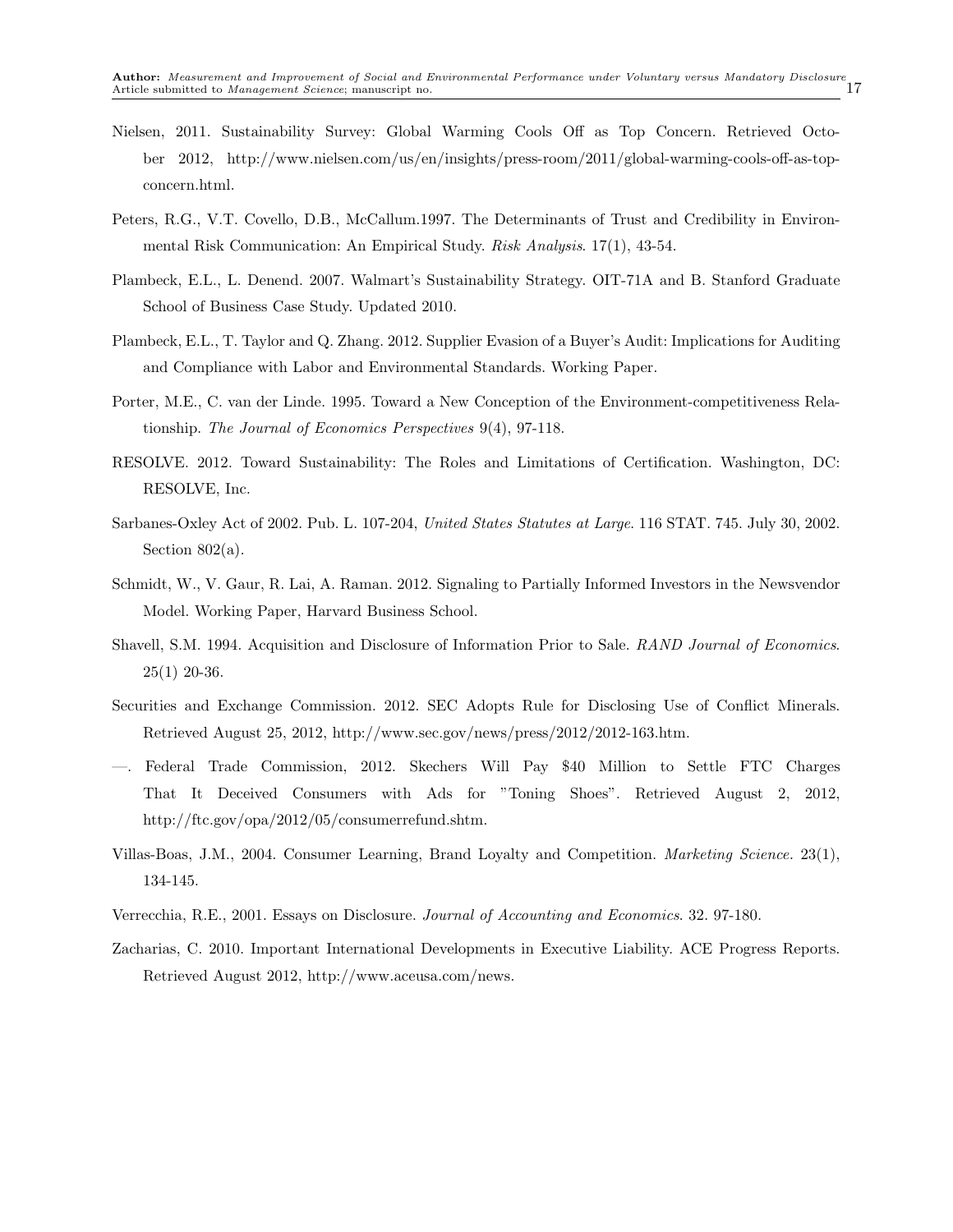Nielsen, 2011. Sustainability Survey: Global Warming Cools Off as Top Concern. Retrieved October 2012, http://www.nielsen.com/us/en/insights/press-room/2011/global-warming-cools-off-as-top-concern.html.

Peters, R.G., V.T. Covello, D.B., McCallum.1997. The Determinants of Trust and Credibility in Environmental Risk Communication: An Empirical Study. *Risk Analysis*. 17(1), 43-54.

Plambeck, E.L., L. Denend. 2007. Walmart's Sustainability Strategy. OIT-71A and B. Stanford Graduate School of Business Case Study. Updated 2010.

Plambeck, E.L., T. Taylor and Q. Zhang. 2012. Supplier Evasion of a Buyer's Audit: Implications for Auditing and Compliance with Labor and Environmental Standards. Working Paper.

Porter, M.E., C. van der Linde. 1995. Toward a New Conception of the Environment-competitiveness Relationship. *The Journal of Economics Perspectives* 9(4), 97-118.

RESOLVE. 2012. Toward Sustainability: The Roles and Limitations of Certification. Washington, DC: RESOLVE, Inc.

Sarbanes-Oxley Act of 2002. Pub. L. 107-204, *United States Statutes at Large*. 116 STAT. 745. July 30, 2002. Section 802(a).

Schmidt, W., V. Gaur, R. Lai, A. Raman. 2012. Signaling to Partially Informed Investors in the Newsvendor Model. Working Paper, Harvard Business School.

Shavell, S.M. 1994. Acquisition and Disclosure of Information Prior to Sale. *RAND Journal of Economics*. 25(1) 20-36.

Securities and Exchange Commission. 2012. SEC Adopts Rule for Disclosing Use of Conflict Minerals. Retrieved August 25, 2012, http://www.sec.gov/news/press/2012/2012-163.htm.

—. Federal Trade Commission, 2012. Skechers Will Pay $40 Million to Settle FTC Charges That It Deceived Consumers with Ads for "Toning Shoes". Retrieved August 2, 2012, http://ftc.gov/opa/2012/05/consumerrefund.shtm.

Villas-Boas, J.M., 2004. Consumer Learning, Brand Loyalty and Competition. *Marketing Science*. 23(1), 134-145.

Verrecchia, R.E., 2001. Essays on Disclosure. *Journal of Accounting and Economics*. 32. 97-180.

Zacharias, C. 2010. Important International Developments in Executive Liability. ACE Progress Reports. Retrieved August 2012, http://www.aceusa.com/news.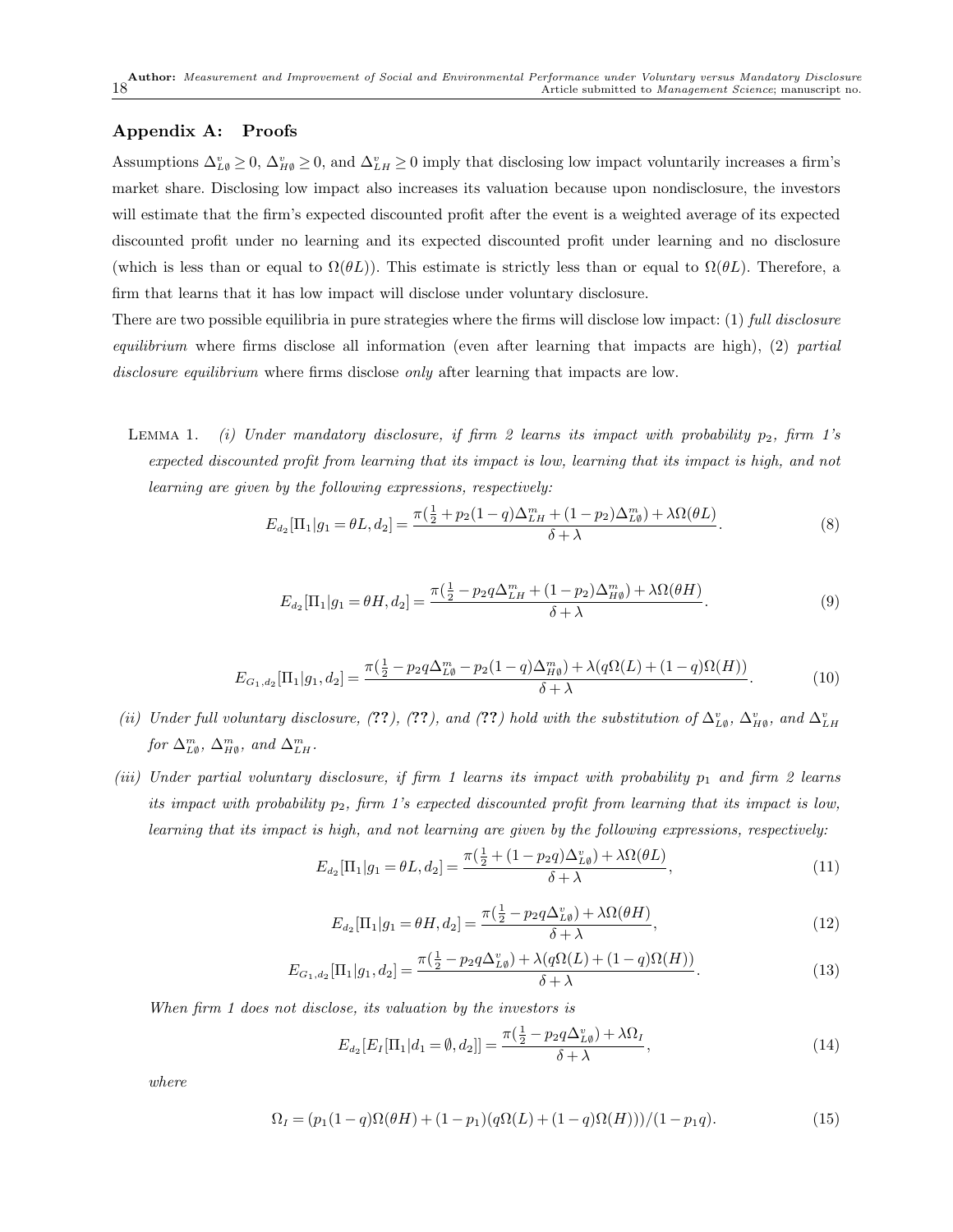## Appendix A: Proofs

Assumptions $\Delta^v_{L\emptyset} \geq 0$, $\Delta^v_{H\emptyset} \geq 0$, and $\Delta^v_{LH} \geq 0$ imply that disclosing low impact voluntarily increases a firm's market share. Disclosing low impact also increases its valuation because upon nondisclosure, the investors will estimate that the firm's expected discounted profit after the event is a weighted average of its expected discounted profit under no learning and its expected discounted profit under learning and no disclosure (which is less than or equal to $\Omega(\theta L)$). This estimate is strictly less than or equal to $\Omega(\theta L)$. Therefore, a firm that learns that it has low impact will disclose under voluntary disclosure.

There are two possible equilibria in pure strategies where the firms will disclose low impact: (1) *full disclosure equilibrium* where firms disclose all information (even after learning that impacts are high), (2) *partial disclosure equilibrium* where firms disclose *only* after learning that impacts are low.

LEMMA 1. *(i) Under mandatory disclosure, if firm 2 learns its impact with probability $p_2$, firm 1's expected discounted profit from learning that its impact is low, learning that its impact is high, and not learning are given by the following expressions, respectively:*

$$E_{d_2}[\Pi_1|g_1 = \theta L, d_2] = \frac{\pi(\frac{1}{2} + p_2(1-q)\Delta^m_{LH} + (1-p_2)\Delta^m_{L\emptyset}) + \lambda\Omega(\theta L)}{\delta + \lambda}. \tag{8}$$

$$E_{d_2}[\Pi_1|g_1 = \theta H, d_2] = \frac{\pi(\frac{1}{2} - p_2 q\Delta^m_{LH} + (1-p_2)\Delta^m_{H\emptyset}) + \lambda\Omega(\theta H)}{\delta + \lambda}. \tag{9}$$

$$E_{G_1,d_2}[\Pi_1|g_1, d_2] = \frac{\pi(\frac{1}{2} - p_2 q\Delta^m_{L\emptyset} - p_2(1-q)\Delta^m_{H\emptyset}) + \lambda(q\Omega(L) + (1-q)\Omega(H))}{\delta + \lambda}. \tag{10}$$

*(ii) Under full voluntary disclosure, (??), (??), and (??) hold with the substitution of $\Delta^v_{L\emptyset}$, $\Delta^v_{H\emptyset}$, and $\Delta^v_{LH}$ for $\Delta^m_{L\emptyset}$, $\Delta^m_{H\emptyset}$, and $\Delta^m_{LH}$.*

*(iii) Under partial voluntary disclosure, if firm 1 learns its impact with probability $p_1$ and firm 2 learns its impact with probability $p_2$, firm 1's expected discounted profit from learning that its impact is low, learning that its impact is high, and not learning are given by the following expressions, respectively:*

$$E_{d_2}[\Pi_1|g_1 = \theta L, d_2] = \frac{\pi(\frac{1}{2} + (1-p_2 q)\Delta^v_{L\emptyset}) + \lambda\Omega(\theta L)}{\delta + \lambda}, \tag{11}$$

$$E_{d_2}[\Pi_1|g_1 = \theta H, d_2] = \frac{\pi(\frac{1}{2} - p_2 q\Delta^v_{L\emptyset}) + \lambda\Omega(\theta H)}{\delta + \lambda}, \tag{12}$$

$$E_{G_1,d_2}[\Pi_1|g_1, d_2] = \frac{\pi(\frac{1}{2} - p_2 q\Delta^v_{L\emptyset}) + \lambda(q\Omega(L) + (1-q)\Omega(H))}{\delta + \lambda}. \tag{13}$$

*When firm 1 does not disclose, its valuation by the investors is*

$$E_{d_2}[E_I[\Pi_1|d_1 = \emptyset, d_2]] = \frac{\pi(\frac{1}{2} - p_2 q\Delta^v_{L\emptyset}) + \lambda\Omega_I}{\delta + \lambda}, \tag{14}$$

*where*

$$\Omega_I = (p_1(1-q)\Omega(\theta H) + (1-p_1)(q\Omega(L) + (1-q)\Omega(H)))/(1-p_1 q). \tag{15}$$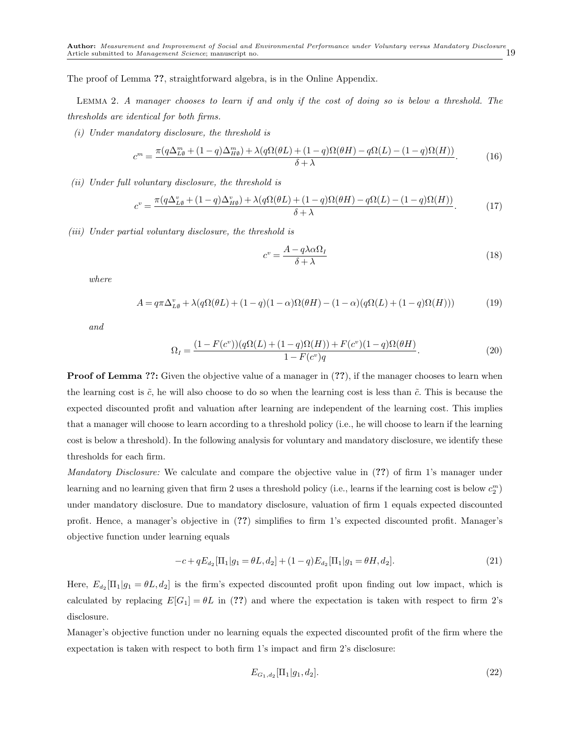The proof of Lemma **??**, straightforward algebra, is in the Online Appendix.

LEMMA 2. *A manager chooses to learn if and only if the cost of doing so is below a threshold. The thresholds are identical for both firms.*

*(i) Under mandatory disclosure, the threshold is*

$$c^m = \frac{\pi(q\Delta^m_{L\emptyset} + (1-q)\Delta^m_{H\emptyset}) + \lambda(q\Omega(\theta L) + (1-q)\Omega(\theta H) - q\Omega(L) - (1-q)\Omega(H))}{\delta + \lambda}. \tag{16}$$

*(ii) Under full voluntary disclosure, the threshold is*

$$c^v = \frac{\pi(q\Delta^v_{L\emptyset} + (1-q)\Delta^v_{H\emptyset}) + \lambda(q\Omega(\theta L) + (1-q)\Omega(\theta H) - q\Omega(L) - (1-q)\Omega(H))}{\delta + \lambda}. \tag{17}$$

*(iii) Under partial voluntary disclosure, the threshold is*

$$c^v = \frac{A - q\lambda\alpha\Omega_I}{\delta + \lambda} \tag{18}$$

*where*

$$A = q\pi\Delta^v_{L\emptyset} + \lambda(q\Omega(\theta L) + (1-q)(1-\alpha)\Omega(\theta H) - (1-\alpha)(q\Omega(L) + (1-q)\Omega(H))) \tag{19}$$

*and*

$$\Omega_I = \frac{(1-F(c^v))(q\Omega(L) + (1-q)\Omega(H)) + F(c^v)(1-q)\Omega(\theta H)}{1 - F(c^v)q}. \tag{20}$$

**Proof of Lemma ??:** Given the objective value of a manager in (**??**), if the manager chooses to learn when the learning cost is $\tilde{c}$, he will also choose to do so when the learning cost is less than $\tilde{c}$. This is because the expected discounted profit and valuation after learning are independent of the learning cost. This implies that a manager will choose to learn according to a threshold policy (i.e., he will choose to learn if the learning cost is below a threshold). In the following analysis for voluntary and mandatory disclosure, we identify these thresholds for each firm.

*Mandatory Disclosure:* We calculate and compare the objective value in (**??**) of firm 1's manager under learning and no learning given that firm 2 uses a threshold policy (i.e., learns if the learning cost is below $c^m_2$) under mandatory disclosure. Due to mandatory disclosure, valuation of firm 1 equals expected discounted profit. Hence, a manager's objective in (**??**) simplifies to firm 1's expected discounted profit. Manager's objective function under learning equals

$$-c + qE_{d_2}[\Pi_1 | g_1 = \theta L, d_2] + (1-q)E_{d_2}[\Pi_1 | g_1 = \theta H, d_2]. \tag{21}$$

Here, $E_{d_2}[\Pi_1 | g_1 = \theta L, d_2]$ is the firm's expected discounted profit upon finding out low impact, which is calculated by replacing $E[G_1] = \theta L$ in (**??**) and where the expectation is taken with respect to firm 2's disclosure.

Manager's objective function under no learning equals the expected discounted profit of the firm where the expectation is taken with respect to both firm 1's impact and firm 2's disclosure:

$$E_{G_1,d_2}[\Pi_1 | g_1, d_2]. \tag{22}$$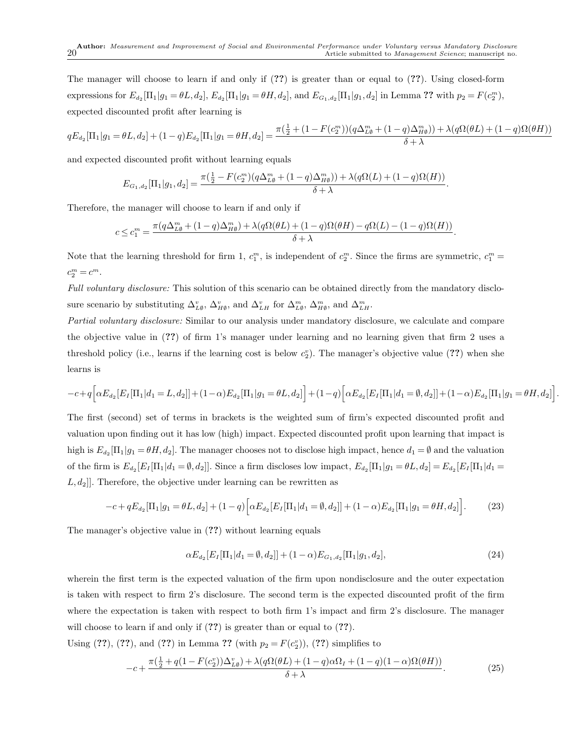The manager will choose to learn if and only if (??) is greater than or equal to (??). Using closed-form expressions for $E_{d_2}[\Pi_1|g_1=\theta L, d_2]$, $E_{d_2}[\Pi_1|g_1=\theta H, d_2]$, and $E_{G_1,d_2}[\Pi_1|g_1,d_2]$ in Lemma ?? with $p_2 = F(c_2^m)$, expected discounted profit after learning is

$$qE_{d_2}[\Pi_1|g_1=\theta L, d_2]+(1-q)E_{d_2}[\Pi_1|g_1=\theta H, d_2] = \frac{\pi(\frac{1}{2}+(1-F(c_2^m))(q\Delta_{L\emptyset}^m+(1-q)\Delta_{H\emptyset}^m))+\lambda(q\Omega(\theta L)+(1-q)\Omega(\theta H))}{\delta+\lambda}$$

and expected discounted profit without learning equals

$$E_{G_1,d_2}[\Pi_1|g_1,d_2] = \frac{\pi(\frac{1}{2}-F(c_2^m)(q\Delta_{L\emptyset}^m+(1-q)\Delta_{H\emptyset}^m))+\lambda(q\Omega(L)+(1-q)\Omega(H))}{\delta+\lambda}.$$

Therefore, the manager will choose to learn if and only if

$$c \le c_1^m = \frac{\pi(q\Delta_{L\emptyset}^m+(1-q)\Delta_{H\emptyset}^m)+\lambda(q\Omega(\theta L)+(1-q)\Omega(\theta H)-q\Omega(L)-(1-q)\Omega(H))}{\delta+\lambda}.$$

Note that the learning threshold for firm 1, $c_1^m$, is independent of $c_2^m$. Since the firms are symmetric, $c_1^m = c_2^m = c^m$.

*Full voluntary disclosure:* This solution of this scenario can be obtained directly from the mandatory disclosure scenario by substituting $\Delta_{L\emptyset}^v$, $\Delta_{H\emptyset}^v$, and $\Delta_{LH}^v$ for $\Delta_{L\emptyset}^m$, $\Delta_{H\emptyset}^m$, and $\Delta_{LH}^m$.

*Partial voluntary disclosure:* Similar to our analysis under mandatory disclosure, we calculate and compare the objective value in (??) of firm 1's manager under learning and no learning given that firm 2 uses a threshold policy (i.e., learns if the learning cost is below $c_2^v$). The manager's objective value (??) when she learns is

$$-c+q\Big[\alpha E_{d_2}[E_I[\Pi_1|d_1=L,d_2]]+(1-\alpha)E_{d_2}[\Pi_1|g_1=\theta L,d_2]\Big]+(1-q)\Big[\alpha E_{d_2}[E_I[\Pi_1|d_1=\emptyset,d_2]]+(1-\alpha)E_{d_2}[\Pi_1|g_1=\theta H,d_2]\Big].$$

The first (second) set of terms in brackets is the weighted sum of firm's expected discounted profit and valuation upon finding out it has low (high) impact. Expected discounted profit upon learning that impact is high is $E_{d_2}[\Pi_1|g_1=\theta H,d_2]$. The manager chooses not to disclose high impact, hence $d_1=\emptyset$ and the valuation of the firm is $E_{d_2}[E_I[\Pi_1|d_1=\emptyset,d_2]]$. Since a firm discloses low impact, $E_{d_2}[\Pi_1|g_1=\theta L,d_2] = E_{d_2}[E_I[\Pi_1|d_1=L,d_2]]$. Therefore, the objective under learning can be rewritten as

$$-c+qE_{d_2}[\Pi_1|g_1=\theta L,d_2]+(1-q)\Big[\alpha E_{d_2}[E_I[\Pi_1|d_1=\emptyset,d_2]]+(1-\alpha)E_{d_2}[\Pi_1|g_1=\theta H,d_2]\Big]. \tag{23}$$

The manager's objective value in (??) without learning equals

$$\alpha E_{d_2}[E_I[\Pi_1|d_1=\emptyset,d_2]]+(1-\alpha)E_{G_1,d_2}[\Pi_1|g_1,d_2], \tag{24}$$

wherein the first term is the expected valuation of the firm upon nondisclosure and the outer expectation is taken with respect to firm 2's disclosure. The second term is the expected discounted profit of the firm where the expectation is taken with respect to both firm 1's impact and firm 2's disclosure. The manager will choose to learn if and only if (??) is greater than or equal to (??).

Using (??), (??), and (??) in Lemma ?? (with $p_2=F(c_2^v)$), (??) simplifies to

$$-c+\frac{\pi(\frac{1}{2}+q(1-F(c_2^v))\Delta_{L\emptyset}^v)+\lambda(q\Omega(\theta L)+(1-q)\alpha\Omega_I+(1-q)(1-\alpha)\Omega(\theta H))}{\delta+\lambda}. \tag{25}$$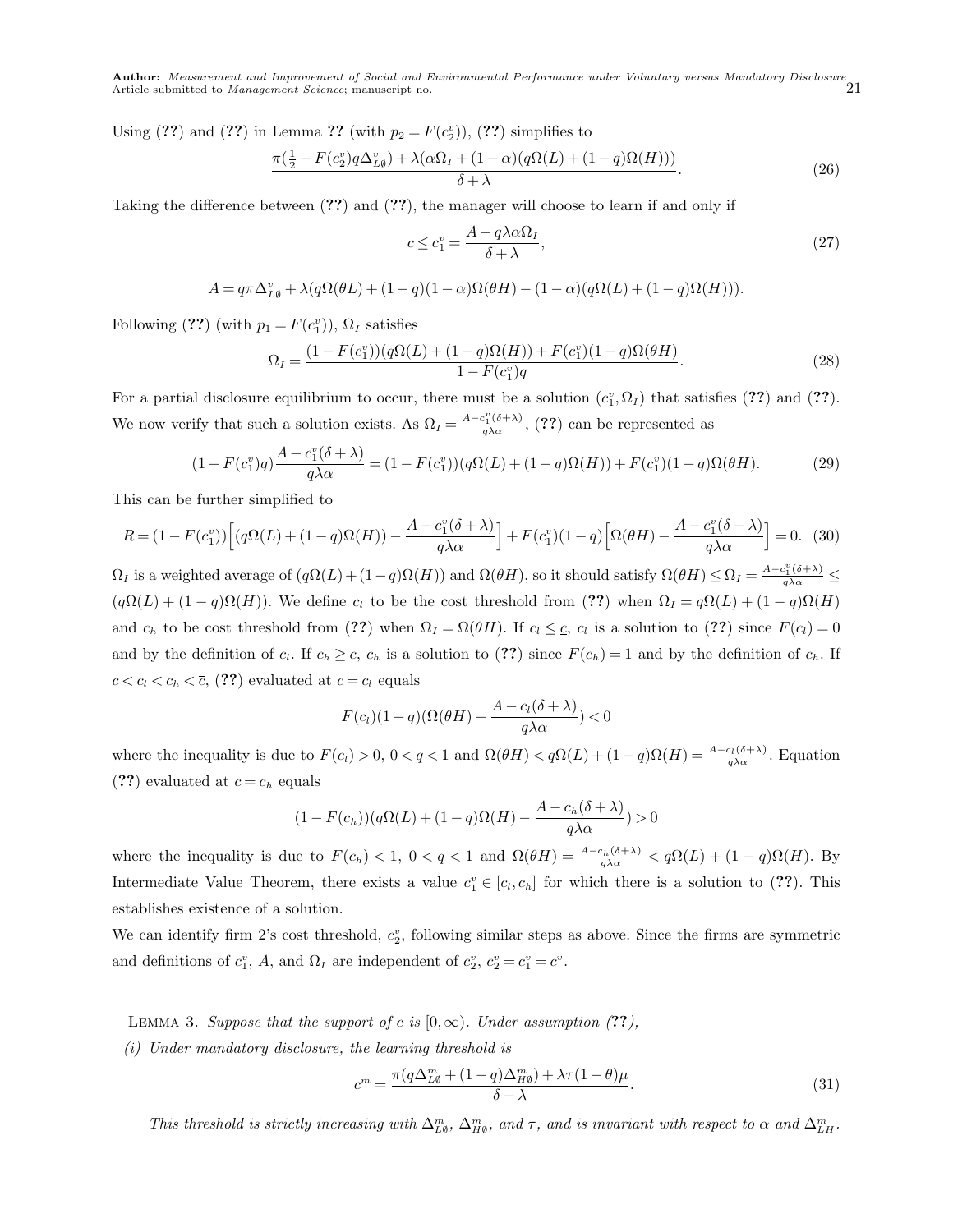Using (??) and (??) in Lemma ?? (with $p_2 = F(c_2^v)$), (??) simplifies to

$$\frac{\pi(\frac{1}{2} - F(c_2^v)q\Delta_{L\emptyset}^v) + \lambda(\alpha\Omega_I + (1-\alpha)(q\Omega(L) + (1-q)\Omega(H)))}{\delta+\lambda}. \tag{26}$$

Taking the difference between (??) and (??), the manager will choose to learn if and only if

$$c \le c_1^v = \frac{A - q\lambda\alpha\Omega_I}{\delta+\lambda}, \tag{27}$$

$$A = q\pi\Delta_{L\emptyset}^v + \lambda(q\Omega(\theta L) + (1-q)(1-\alpha)\Omega(\theta H) - (1-\alpha)(q\Omega(L) + (1-q)\Omega(H))).$$

Following (??) (with $p_1 = F(c_1^v)$), $\Omega_I$ satisfies

$$\Omega_I = \frac{(1 - F(c_1^v))(q\Omega(L) + (1-q)\Omega(H)) + F(c_1^v)(1-q)\Omega(\theta H)}{1 - F(c_1^v)q}. \tag{28}$$

For a partial disclosure equilibrium to occur, there must be a solution $(c_1^v, \Omega_I)$ that satisfies (??) and (??). We now verify that such a solution exists. As $\Omega_I = \frac{A - c_1^v(\delta+\lambda)}{q\lambda\alpha}$, (??) can be represented as

$$(1 - F(c_1^v)q)\frac{A - c_1^v(\delta+\lambda)}{q\lambda\alpha} = (1 - F(c_1^v))(q\Omega(L) + (1-q)\Omega(H)) + F(c_1^v)(1-q)\Omega(\theta H). \tag{29}$$

This can be further simplified to

$$R = (1 - F(c_1^v))\Big[(q\Omega(L) + (1-q)\Omega(H)) - \frac{A - c_1^v(\delta+\lambda)}{q\lambda\alpha}\Big] + F(c_1^v)(1-q)\Big[\Omega(\theta H) - \frac{A - c_1^v(\delta+\lambda)}{q\lambda\alpha}\Big] = 0. \tag{30}$$

$\Omega_I$ is a weighted average of $(q\Omega(L) + (1-q)\Omega(H))$ and $\Omega(\theta H)$, so it should satisfy $\Omega(\theta H) \le \Omega_I = \frac{A - c_1^v(\delta+\lambda)}{q\lambda\alpha} \le (q\Omega(L) + (1-q)\Omega(H))$. We define $c_l$ to be the cost threshold from (??) when $\Omega_I = q\Omega(L) + (1-q)\Omega(H)$ and $c_h$ to be cost threshold from (??) when $\Omega_I = \Omega(\theta H)$. If $c_l \le \underline{c}$, $c_l$ is a solution to (??) since $F(c_l) = 0$ and by the definition of $c_l$. If $c_h \ge \overline{c}$, $c_h$ is a solution to (??) since $F(c_h) = 1$ and by the definition of $c_h$. If $\underline{c} < c_l < c_h < \overline{c}$, (??) evaluated at $c = c_l$ equals

$$F(c_l)(1-q)(\Omega(\theta H) - \frac{A - c_l(\delta+\lambda)}{q\lambda\alpha}) < 0$$

where the inequality is due to $F(c_l) > 0$, $0 < q < 1$ and $\Omega(\theta H) < q\Omega(L) + (1-q)\Omega(H) = \frac{A - c_l(\delta+\lambda)}{q\lambda\alpha}$. Equation (??) evaluated at $c = c_h$ equals

$$(1 - F(c_h))(q\Omega(L) + (1-q)\Omega(H) - \frac{A - c_h(\delta+\lambda)}{q\lambda\alpha}) > 0$$

where the inequality is due to $F(c_h) < 1$, $0 < q < 1$ and $\Omega(\theta H) = \frac{A - c_h(\delta+\lambda)}{q\lambda\alpha} < q\Omega(L) + (1-q)\Omega(H)$. By Intermediate Value Theorem, there exists a value $c_1^v \in [c_l, c_h]$ for which there is a solution to (??). This establishes existence of a solution.

We can identify firm 2's cost threshold, $c_2^v$, following similar steps as above. Since the firms are symmetric and definitions of $c_1^v$, $A$, and $\Omega_I$ are independent of $c_2^v$, $c_2^v = c_1^v = c^v$.

Lemma 3. *Suppose that the support of $c$ is $[0, \infty)$. Under assumption (??),*

*(i) Under mandatory disclosure, the learning threshold is*

$$c^m = \frac{\pi(q\Delta_{L\emptyset}^m + (1-q)\Delta_{H\emptyset}^m) + \lambda\tau(1-\theta)\mu}{\delta+\lambda}. \tag{31}$$

*This threshold is strictly increasing with $\Delta_{L\emptyset}^m$, $\Delta_{H\emptyset}^m$, and $\tau$, and is invariant with respect to $\alpha$ and $\Delta_{LH}^m$.*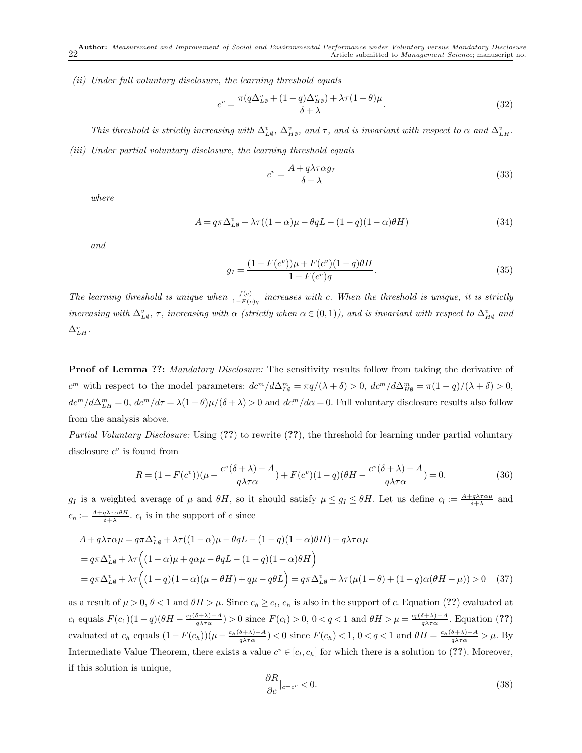*(ii) Under full voluntary disclosure, the learning threshold equals*

$$c^v = \frac{\pi(q\Delta^v_{L\emptyset} + (1-q)\Delta^v_{H\emptyset}) + \lambda\tau(1-\theta)\mu}{\delta+\lambda}. \tag{32}$$

*This threshold is strictly increasing with $\Delta^v_{L\emptyset}$, $\Delta^v_{H\emptyset}$, and $\tau$, and is invariant with respect to $\alpha$ and $\Delta^v_{LH}$.*

*(iii) Under partial voluntary disclosure, the learning threshold equals*

$$c^v = \frac{A + q\lambda\tau\alpha g_I}{\delta+\lambda} \tag{33}$$

*where*

$$A = q\pi\Delta^v_{L\emptyset} + \lambda\tau((1-\alpha)\mu - \theta qL - (1-q)(1-\alpha)\theta H) \tag{34}$$

*and*

$$g_I = \frac{(1-F(c^v))\mu + F(c^v)(1-q)\theta H}{1-F(c^v)q}. \tag{35}$$

*The learning threshold is unique when $\frac{f(c)}{1-F(c)q}$ increases with $c$. When the threshold is unique, it is strictly increasing with $\Delta^v_{L\emptyset}$, $\tau$, increasing with $\alpha$ (strictly when $\alpha \in (0,1)$), and is invariant with respect to $\Delta^v_{H\emptyset}$ and $\Delta^v_{LH}$.*

**Proof of Lemma ??:** *Mandatory Disclosure:* The sensitivity results follow from taking the derivative of $c^m$ with respect to the model parameters: $dc^m/d\Delta^m_{L\emptyset} = \pi q/(\lambda+\delta) > 0$, $dc^m/d\Delta^m_{H\emptyset} = \pi(1-q)/(\lambda+\delta) > 0$, $dc^m/d\Delta^m_{LH} = 0$, $dc^m/d\tau = \lambda(1-\theta)\mu/(\delta+\lambda) > 0$ and $dc^m/d\alpha = 0$. Full voluntary disclosure results also follow from the analysis above.

*Partial Voluntary Disclosure:* Using (**??**) to rewrite (**??**), the threshold for learning under partial voluntary disclosure $c^v$ is found from

$$R = (1-F(c^v))(\mu - \frac{c^v(\delta+\lambda) - A}{q\lambda\tau\alpha}) + F(c^v)(1-q)(\theta H - \frac{c^v(\delta+\lambda) - A}{q\lambda\tau\alpha}) = 0. \tag{36}$$

$g_I$ is a weighted average of $\mu$ and $\theta H$, so it should satisfy $\mu \le g_I \le \theta H$. Let us define $c_l := \frac{A+q\lambda\tau\alpha\mu}{\delta+\lambda}$ and $c_h := \frac{A+q\lambda\tau\alpha\theta H}{\delta+\lambda}$. $c_l$ is in the support of $c$ since

$$\begin{aligned}
A + q\lambda\tau\alpha\mu &= q\pi\Delta^v_{L\emptyset} + \lambda\tau((1-\alpha)\mu - \theta qL - (1-q)(1-\alpha)\theta H) + q\lambda\tau\alpha\mu \\
&= q\pi\Delta^v_{L\emptyset} + \lambda\tau\Big((1-\alpha)\mu + q\alpha\mu - \theta qL - (1-q)(1-\alpha)\theta H\Big) \\
&= q\pi\Delta^v_{L\emptyset} + \lambda\tau\Big((1-q)(1-\alpha)(\mu-\theta H) + q\mu - q\theta L\Big) = q\pi\Delta^v_{L\emptyset} + \lambda\tau(\mu(1-\theta) + (1-q)\alpha(\theta H - \mu)) > 0
\end{aligned} \tag{37}$$

as a result of $\mu > 0$, $\theta < 1$ and $\theta H > \mu$. Since $c_h \ge c_l$, $c_h$ is also in the support of $c$. Equation (**??**) evaluated at $c_l$ equals $F(c_1)(1-q)(\theta H - \frac{c_l(\delta+\lambda)-A}{q\lambda\tau\alpha}) > 0$ since $F(c_l) > 0$, $0 < q < 1$ and $\theta H > \mu = \frac{c_l(\delta+\lambda)-A}{q\lambda\tau\alpha}$. Equation (**??**) evaluated at $c_h$ equals $(1-F(c_h))(\mu - \frac{c_h(\delta+\lambda)-A}{q\lambda\tau\alpha}) < 0$ since $F(c_h) < 1$, $0 < q < 1$ and $\theta H = \frac{c_h(\delta+\lambda)-A}{q\lambda\tau\alpha} > \mu$. By Intermediate Value Theorem, there exists a value $c^v \in [c_l, c_h]$ for which there is a solution to (**??**). Moreover, if this solution is unique,

$$\frac{\partial R}{\partial c}\Big|_{c=c^v} < 0. \tag{38}$$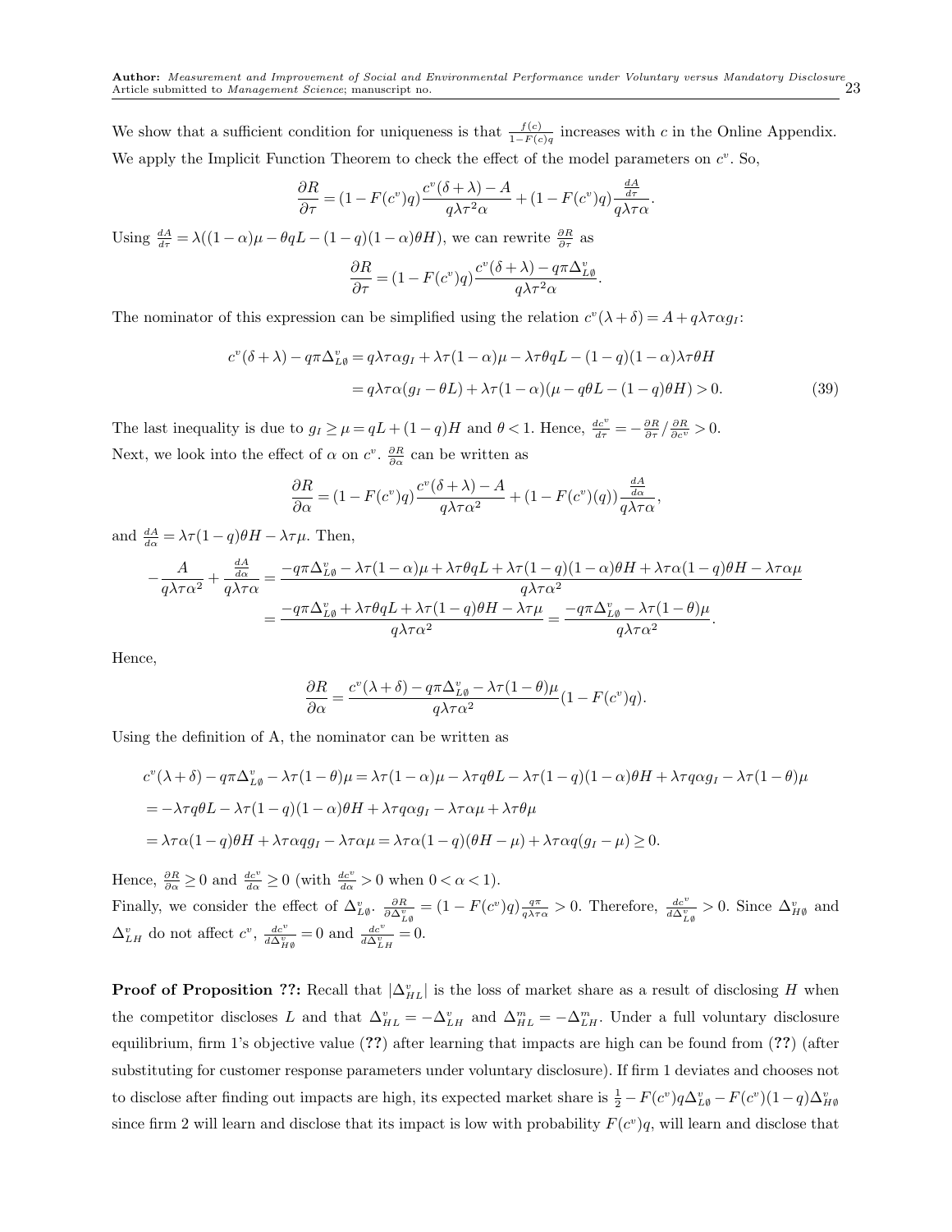We show that a sufficient condition for uniqueness is that $\frac{f(c)}{1-F(c)q}$ increases with $c$ in the Online Appendix. We apply the Implicit Function Theorem to check the effect of the model parameters on $c^v$. So,

$$\frac{\partial R}{\partial \tau} = (1 - F(c^v)q)\frac{c^v(\delta+\lambda) - A}{q\lambda\tau^2\alpha} + (1 - F(c^v)q)\frac{\frac{dA}{d\tau}}{q\lambda\tau\alpha}.$$

Using $\frac{dA}{d\tau} = \lambda((1-\alpha)\mu - \theta qL - (1-q)(1-\alpha)\theta H)$, we can rewrite $\frac{\partial R}{\partial \tau}$ as

$$\frac{\partial R}{\partial \tau} = (1 - F(c^v)q)\frac{c^v(\delta+\lambda) - q\pi\Delta^v_{L\emptyset}}{q\lambda\tau^2\alpha}.$$

The nominator of this expression can be simplified using the relation $c^v(\lambda+\delta) = A + q\lambda\tau\alpha g_I$:

$$\begin{aligned} c^v(\delta+\lambda) - q\pi\Delta^v_{L\emptyset} &= q\lambda\tau\alpha g_I + \lambda\tau(1-\alpha)\mu - \lambda\tau\theta qL - (1-q)(1-\alpha)\lambda\tau\theta H \\ &= q\lambda\tau\alpha(g_I - \theta L) + \lambda\tau(1-\alpha)(\mu - q\theta L - (1-q)\theta H) > 0. \end{aligned} \tag{39}$$

The last inequality is due to $g_I \geq \mu = qL + (1-q)H$ and $\theta < 1$. Hence, $\frac{dc^v}{d\tau} = -\frac{\partial R}{\partial \tau} / \frac{\partial R}{\partial c^v} > 0$.

Next, we look into the effect of $\alpha$ on $c^v$. $\frac{\partial R}{\partial \alpha}$ can be written as

$$\frac{\partial R}{\partial \alpha} = (1 - F(c^v)q)\frac{c^v(\delta+\lambda) - A}{q\lambda\tau\alpha^2} + (1 - F(c^v)(q))\frac{\frac{dA}{d\alpha}}{q\lambda\tau\alpha},$$

and $\frac{dA}{d\alpha} = \lambda\tau(1-q)\theta H - \lambda\tau\mu$. Then,

$$\begin{aligned} -\frac{A}{q\lambda\tau\alpha^2} + \frac{\frac{dA}{d\alpha}}{q\lambda\tau\alpha} &= \frac{-q\pi\Delta^v_{L\emptyset} - \lambda\tau(1-\alpha)\mu + \lambda\tau\theta qL + \lambda\tau(1-q)(1-\alpha)\theta H + \lambda\tau\alpha(1-q)\theta H - \lambda\tau\alpha\mu}{q\lambda\tau\alpha^2} \\ &= \frac{-q\pi\Delta^v_{L\emptyset} + \lambda\tau\theta qL + \lambda\tau(1-q)\theta H - \lambda\tau\mu}{q\lambda\tau\alpha^2} = \frac{-q\pi\Delta^v_{L\emptyset} - \lambda\tau(1-\theta)\mu}{q\lambda\tau\alpha^2}. \end{aligned}$$

Hence,

$$\frac{\partial R}{\partial \alpha} = \frac{c^v(\lambda+\delta) - q\pi\Delta^v_{L\emptyset} - \lambda\tau(1-\theta)\mu}{q\lambda\tau\alpha^2}(1 - F(c^v)q).$$

Using the definition of A, the nominator can be written as

$$\begin{aligned} c^v(\lambda+\delta) - q\pi\Delta^v_{L\emptyset} - \lambda\tau(1-\theta)\mu &= \lambda\tau(1-\alpha)\mu - \lambda\tau q\theta L - \lambda\tau(1-q)(1-\alpha)\theta H + \lambda\tau q\alpha g_I - \lambda\tau(1-\theta)\mu \\ &= -\lambda\tau q\theta L - \lambda\tau(1-q)(1-\alpha)\theta H + \lambda\tau q\alpha g_I - \lambda\tau\alpha\mu + \lambda\tau\theta\mu \\ &= \lambda\tau\alpha(1-q)\theta H + \lambda\tau\alpha q g_I - \lambda\tau\alpha\mu = \lambda\tau\alpha(1-q)(\theta H - \mu) + \lambda\tau\alpha q(g_I - \mu) \geq 0. \end{aligned}$$

Hence, $\frac{\partial R}{\partial \alpha} \geq 0$ and $\frac{dc^v}{d\alpha} \geq 0$ (with $\frac{dc^v}{d\alpha} > 0$ when $0 < \alpha < 1$).

Finally, we consider the effect of $\Delta^v_{L\emptyset}$. $\frac{\partial R}{\partial \Delta^v_{L\emptyset}} = (1 - F(c^v)q)\frac{q\pi}{q\lambda\tau\alpha} > 0$. Therefore, $\frac{dc^v}{d\Delta^v_{L\emptyset}} > 0$. Since $\Delta^v_{H\emptyset}$ and $\Delta^v_{LH}$ do not affect $c^v$, $\frac{dc^v}{d\Delta^v_{H\emptyset}} = 0$ and $\frac{dc^v}{d\Delta^v_{LH}} = 0$.

**Proof of Proposition ??:** Recall that $|\Delta^v_{HL}|$ is the loss of market share as a result of disclosing $H$ when the competitor discloses $L$ and that $\Delta^v_{HL} = -\Delta^v_{LH}$ and $\Delta^m_{HL} = -\Delta^m_{LH}$. Under a full voluntary disclosure equilibrium, firm 1's objective value (**??**) after learning that impacts are high can be found from (**??**) (after substituting for customer response parameters under voluntary disclosure). If firm 1 deviates and chooses not to disclose after finding out impacts are high, its expected market share is $\frac{1}{2} - F(c^v)q\Delta^v_{L\emptyset} - F(c^v)(1-q)\Delta^v_{H\emptyset}$ since firm 2 will learn and disclose that its impact is low with probability $F(c^v)q$, will learn and disclose that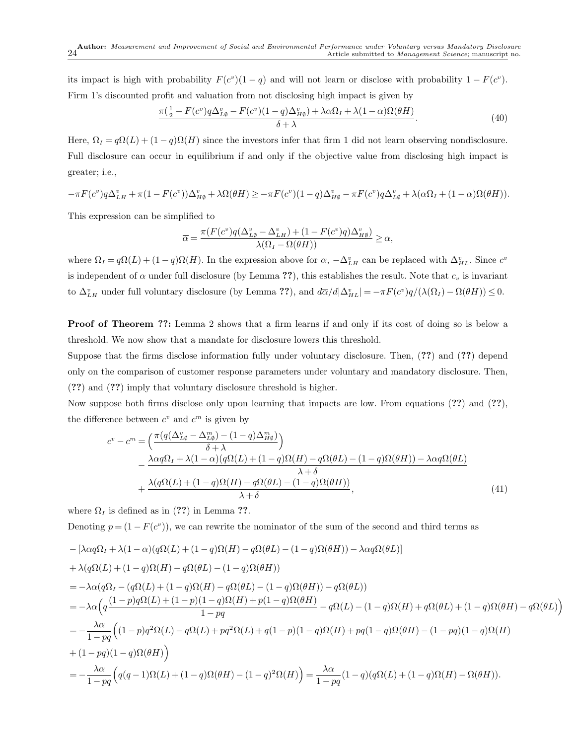its impact is high with probability $F(c^v)(1-q)$ and will not learn or disclose with probability $1-F(c^v)$. Firm 1's discounted profit and valuation from not disclosing high impact is given by

$$\frac{\pi(\frac{1}{2} - F(c^v)q\Delta^v_{L\emptyset} - F(c^v)(1-q)\Delta^v_{H\emptyset}) + \lambda\alpha\Omega_I + \lambda(1-\alpha)\Omega(\theta H)}{\delta+\lambda}. \tag{40}$$

Here, $\Omega_I = q\Omega(L) + (1-q)\Omega(H)$ since the investors infer that firm 1 did not learn observing nondisclosure. Full disclosure can occur in equilibrium if and only if the objective value from disclosing high impact is greater; i.e.,

$$-\pi F(c^v)q\Delta^v_{LH} + \pi(1-F(c^v))\Delta^v_{H\emptyset} + \lambda\Omega(\theta H) \geq -\pi F(c^v)(1-q)\Delta^v_{H\emptyset} - \pi F(c^v)q\Delta^v_{L\emptyset} + \lambda(\alpha\Omega_I + (1-\alpha)\Omega(\theta H)).$$

This expression can be simplified to

$$\overline{\alpha} = \frac{\pi(F(c^v)q(\Delta^v_{L\emptyset} - \Delta^v_{LH}) + (1-F(c^v)q)\Delta^v_{H\emptyset})}{\lambda(\Omega_I - \Omega(\theta H))} \geq \alpha,$$

where $\Omega_I = q\Omega(L) + (1-q)\Omega(H)$. In the expression above for $\overline{\alpha}$, $-\Delta^v_{LH}$ can be replaced with $\Delta^v_{HL}$. Since $c^v$ is independent of $\alpha$ under full disclosure (by Lemma **??**), this establishes the result. Note that $c_v$ is invariant to $\Delta^v_{LH}$ under full voluntary disclosure (by Lemma **??**), and $d\overline{\alpha}/d|\Delta^v_{HL}| = -\pi F(c^v)q/(\lambda(\Omega_I) - \Omega(\theta H)) \leq 0$.

**Proof of Theorem ??:** Lemma 2 shows that a firm learns if and only if its cost of doing so is below a threshold. We now show that a mandate for disclosure lowers this threshold.

Suppose that the firms disclose information fully under voluntary disclosure. Then, (**??**) and (**??**) depend only on the comparison of customer response parameters under voluntary and mandatory disclosure. Then, (**??**) and (**??**) imply that voluntary disclosure threshold is higher.

Now suppose both firms disclose only upon learning that impacts are low. From equations (**??**) and (**??**), the difference between $c^v$ and $c^m$ is given by

$$\begin{aligned}
c^v - c^m = &\Big(\frac{\pi(q(\Delta^v_{L\emptyset} - \Delta^m_{L\emptyset}) - (1-q)\Delta^m_{H\emptyset})}{\delta+\lambda}\Big) \\
&- \frac{\lambda\alpha q\Omega_I + \lambda(1-\alpha)(q\Omega(L) + (1-q)\Omega(H) - q\Omega(\theta L) - (1-q)\Omega(\theta H)) - \lambda\alpha q\Omega(\theta L)}{\lambda+\delta} \\
&+ \frac{\lambda(q\Omega(L) + (1-q)\Omega(H) - q\Omega(\theta L) - (1-q)\Omega(\theta H))}{\lambda+\delta},
\end{aligned} \tag{41}$$

where $\Omega_I$ is defined as in (**??**) in Lemma **??**.

Denoting $p = (1-F(c^v))$, we can rewrite the nominator of the sum of the second and third terms as

$$\begin{aligned}
&-[\lambda\alpha q\Omega_I + \lambda(1-\alpha)(q\Omega(L) + (1-q)\Omega(H) - q\Omega(\theta L) - (1-q)\Omega(\theta H)) - \lambda\alpha q\Omega(\theta L)] \\
&+ \lambda(q\Omega(L) + (1-q)\Omega(H) - q\Omega(\theta L) - (1-q)\Omega(\theta H)) \\
&= -\lambda\alpha(q\Omega_I - (q\Omega(L) + (1-q)\Omega(H) - q\Omega(\theta L) - (1-q)\Omega(\theta H)) - q\Omega(\theta L)) \\
&= -\lambda\alpha\Big(q\frac{(1-p)q\Omega(L) + (1-p)(1-q)\Omega(H) + p(1-q)\Omega(\theta H)}{1-pq} - q\Omega(L) - (1-q)\Omega(H) + q\Omega(\theta L) + (1-q)\Omega(\theta H) - q\Omega(\theta L)\Big) \\
&= -\frac{\lambda\alpha}{1-pq}\Big((1-p)q^2\Omega(L) - q\Omega(L) + pq^2\Omega(L) + q(1-p)(1-q)\Omega(H) + pq(1-q)\Omega(\theta H) - (1-pq)(1-q)\Omega(H) \\
&+ (1-pq)(1-q)\Omega(\theta H)\Big) \\
&= -\frac{\lambda\alpha}{1-pq}\Big(q(q-1)\Omega(L) + (1-q)\Omega(\theta H) - (1-q)^2\Omega(H)\Big) = \frac{\lambda\alpha}{1-pq}(1-q)(q\Omega(L) + (1-q)\Omega(H) - \Omega(\theta H)).
\end{aligned}$$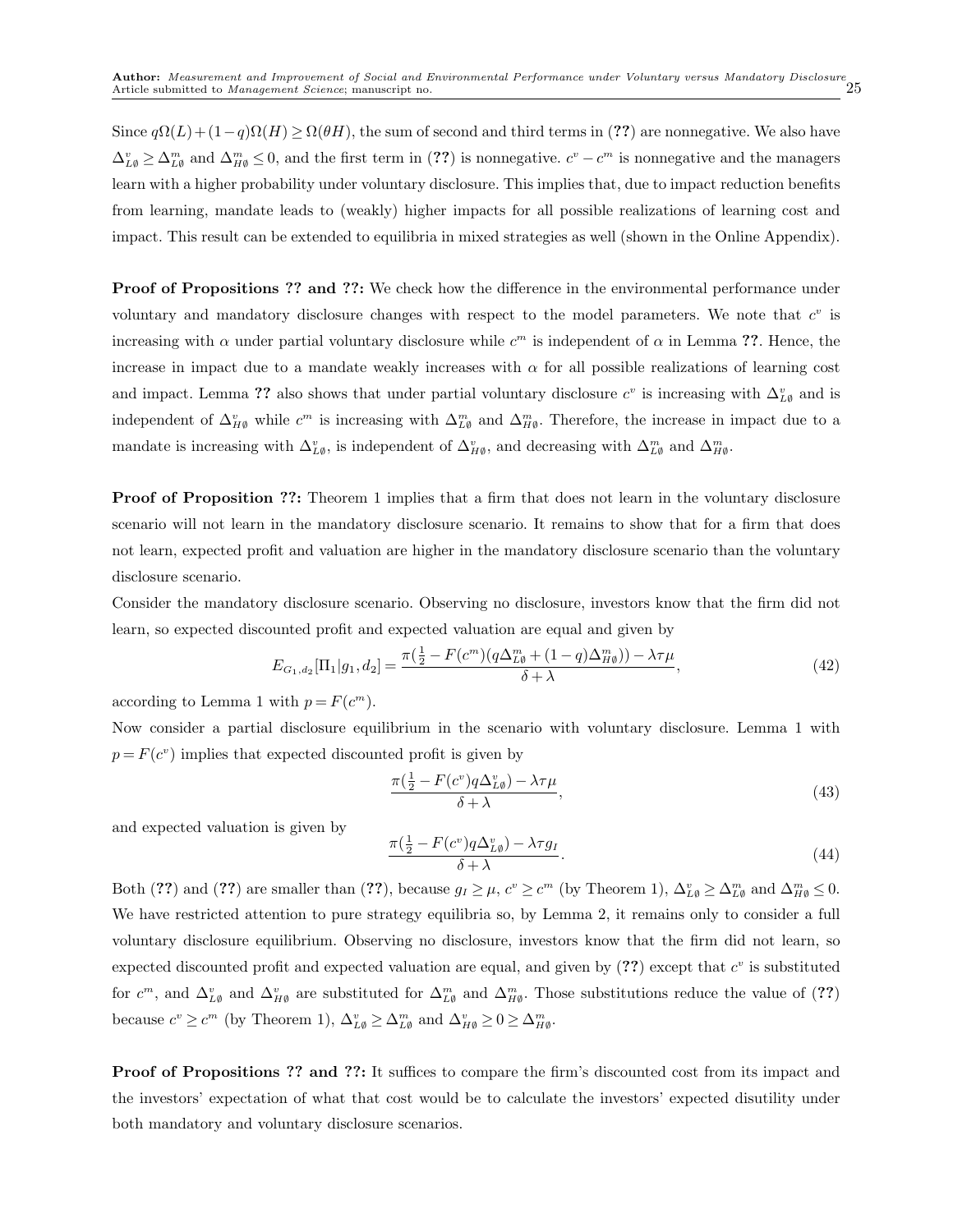Since $q\Omega(L)+(1-q)\Omega(H) \geq \Omega(\theta H)$, the sum of second and third terms in (??) are nonnegative. We also have $\Delta^v_{L\emptyset} \geq \Delta^m_{L\emptyset}$ and $\Delta^m_{H\emptyset} \leq 0$, and the first term in (??) is nonnegative. $c^v - c^m$ is nonnegative and the managers learn with a higher probability under voluntary disclosure. This implies that, due to impact reduction benefits from learning, mandate leads to (weakly) higher impacts for all possible realizations of learning cost and impact. This result can be extended to equilibria in mixed strategies as well (shown in the Online Appendix).

**Proof of Propositions ?? and ??:** We check how the difference in the environmental performance under voluntary and mandatory disclosure changes with respect to the model parameters. We note that $c^v$ is increasing with $\alpha$ under partial voluntary disclosure while $c^m$ is independent of $\alpha$ in Lemma **??**. Hence, the increase in impact due to a mandate weakly increases with $\alpha$ for all possible realizations of learning cost and impact. Lemma **??** also shows that under partial voluntary disclosure $c^v$ is increasing with $\Delta^v_{L\emptyset}$ and is independent of $\Delta^v_{H\emptyset}$ while $c^m$ is increasing with $\Delta^m_{L\emptyset}$ and $\Delta^m_{H\emptyset}$. Therefore, the increase in impact due to a mandate is increasing with $\Delta^v_{L\emptyset}$, is independent of $\Delta^v_{H\emptyset}$, and decreasing with $\Delta^m_{L\emptyset}$ and $\Delta^m_{H\emptyset}$.

**Proof of Proposition ??:** Theorem 1 implies that a firm that does not learn in the voluntary disclosure scenario will not learn in the mandatory disclosure scenario. It remains to show that for a firm that does not learn, expected profit and valuation are higher in the mandatory disclosure scenario than the voluntary disclosure scenario.

Consider the mandatory disclosure scenario. Observing no disclosure, investors know that the firm did not learn, so expected discounted profit and expected valuation are equal and given by

$$E_{G_1,d_2}[\Pi_1|g_1,d_2] = \frac{\pi(\frac{1}{2} - F(c^m)(q\Delta^m_{L\emptyset} + (1-q)\Delta^m_{H\emptyset})) - \lambda\tau\mu}{\delta+\lambda}, \tag{42}$$

according to Lemma 1 with $p = F(c^m)$.

Now consider a partial disclosure equilibrium in the scenario with voluntary disclosure. Lemma 1 with $p = F(c^v)$ implies that expected discounted profit is given by

$$\frac{\pi(\frac{1}{2} - F(c^v)q\Delta^v_{L\emptyset}) - \lambda\tau\mu}{\delta+\lambda}, \tag{43}$$

and expected valuation is given by

$$\frac{\pi(\frac{1}{2} - F(c^v)q\Delta^v_{L\emptyset}) - \lambda\tau g_I}{\delta+\lambda}. \tag{44}$$

Both (??) and (??) are smaller than (??), because $g_I \geq \mu$, $c^v \geq c^m$ (by Theorem 1), $\Delta^v_{L\emptyset} \geq \Delta^m_{L\emptyset}$ and $\Delta^m_{H\emptyset} \leq 0$. We have restricted attention to pure strategy equilibria so, by Lemma 2, it remains only to consider a full voluntary disclosure equilibrium. Observing no disclosure, investors know that the firm did not learn, so expected discounted profit and expected valuation are equal, and given by (??) except that $c^v$ is substituted for $c^m$, and $\Delta^v_{L\emptyset}$ and $\Delta^v_{H\emptyset}$ are substituted for $\Delta^m_{L\emptyset}$ and $\Delta^m_{H\emptyset}$. Those substitutions reduce the value of (??) because $c^v \geq c^m$ (by Theorem 1), $\Delta^v_{L\emptyset} \geq \Delta^m_{L\emptyset}$ and $\Delta^v_{H\emptyset} \geq 0 \geq \Delta^m_{H\emptyset}$.

**Proof of Propositions ?? and ??:** It suffices to compare the firm's discounted cost from its impact and the investors' expectation of what that cost would be to calculate the investors' expected disutility under both mandatory and voluntary disclosure scenarios.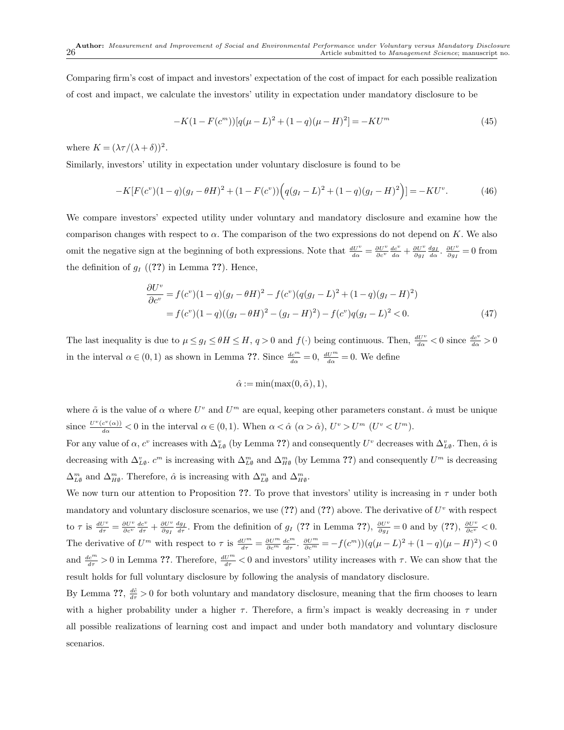Comparing firm's cost of impact and investors' expectation of the cost of impact for each possible realization of cost and impact, we calculate the investors' utility in expectation under mandatory disclosure to be

$$-K(1-F(c^m))[q(\mu-L)^2+(1-q)(\mu-H)^2] = -KU^m \tag{45}$$

where $K = (\lambda\tau/(\lambda+\delta))^2$.

Similarly, investors' utility in expectation under voluntary disclosure is found to be

$$-K[F(c^v)(1-q)(g_I-\theta H)^2+(1-F(c^v))\Big(q(g_I-L)^2+(1-q)(g_I-H)^2\Big)] = -KU^v. \tag{46}$$

We compare investors' expected utility under voluntary and mandatory disclosure and examine how the comparison changes with respect to $\alpha$. The comparison of the two expressions do not depend on $K$. We also omit the negative sign at the beginning of both expressions. Note that $\frac{dU^v}{d\alpha} = \frac{\partial U^v}{\partial c^v}\frac{dc^v}{d\alpha} + \frac{\partial U^v}{\partial g_I}\frac{dg_I}{d\alpha}$. $\frac{\partial U^v}{\partial g_I} = 0$ from the definition of $g_I$ ((??) in Lemma ??). Hence,

$$\begin{aligned}
\frac{\partial U^v}{\partial c^v} &= f(c^v)(1-q)(g_I-\theta H)^2 - f(c^v)(q(g_I-L)^2+(1-q)(g_I-H)^2) \\
&= f(c^v)(1-q)((g_I-\theta H)^2-(g_I-H)^2) - f(c^v)q(g_I-L)^2 < 0.
\end{aligned} \tag{47}$$

The last inequality is due to $\mu \le g_I \le \theta H \le H$, $q > 0$ and $f(\cdot)$ being continuous. Then, $\frac{dU^v}{d\alpha} < 0$ since $\frac{dc^v}{d\alpha} > 0$ in the interval $\alpha \in (0,1)$ as shown in Lemma ??. Since $\frac{dc^m}{d\alpha} = 0$, $\frac{dU^m}{d\alpha} = 0$. We define

$$\hat{\alpha} := \min(\max(0, \tilde{\alpha}), 1),$$

where $\tilde{\alpha}$ is the value of $\alpha$ where $U^v$ and $U^m$ are equal, keeping other parameters constant. $\hat{\alpha}$ must be unique since $\frac{U^v(c^v(\alpha))}{d\alpha} < 0$ in the interval $\alpha \in (0,1)$. When $\alpha < \hat{\alpha}$ ($\alpha > \hat{\alpha}$), $U^v > U^m$ ($U^v < U^m$).

For any value of $\alpha$, $c^v$ increases with $\Delta^v_{L\emptyset}$ (by Lemma ??) and consequently $U^v$ decreases with $\Delta^v_{L\emptyset}$. Then, $\hat{\alpha}$ is decreasing with $\Delta^v_{L\emptyset}$. $c^m$ is increasing with $\Delta^m_{L\emptyset}$ and $\Delta^m_{H\emptyset}$ (by Lemma ??) and consequently $U^m$ is decreasing $\Delta^m_{L\emptyset}$ and $\Delta^m_{H\emptyset}$. Therefore, $\hat{\alpha}$ is increasing with $\Delta^m_{L\emptyset}$ and $\Delta^m_{H\emptyset}$.

We now turn our attention to Proposition ??. To prove that investors' utility is increasing in $\tau$ under both mandatory and voluntary disclosure scenarios, we use (??) and (??) above. The derivative of $U^v$ with respect to $\tau$ is $\frac{dU^v}{d\tau} = \frac{\partial U^v}{\partial c^v}\frac{dc^v}{d\tau} + \frac{\partial U^v}{\partial g_I}\frac{dg_I}{d\tau}$. From the definition of $g_I$ (?? in Lemma ??), $\frac{\partial U^v}{\partial g_I} = 0$ and by (??), $\frac{\partial U^v}{\partial c^v} < 0$. The derivative of $U^m$ with respect to $\tau$ is $\frac{dU^m}{d\tau} = \frac{\partial U^m}{\partial c^m}\frac{dc^m}{d\tau}$. $\frac{\partial U^m}{\partial c^m} = -f(c^m))(q(\mu-L)^2+(1-q)(\mu-H)^2) < 0$ and $\frac{dc^m}{d\tau} > 0$ in Lemma ??. Therefore, $\frac{dU^m}{d\tau} < 0$ and investors' utility increases with $\tau$. We can show that the result holds for full voluntary disclosure by following the analysis of mandatory disclosure.

By Lemma ??, $\frac{d\hat{c}}{d\tau} > 0$ for both voluntary and mandatory disclosure, meaning that the firm chooses to learn with a higher probability under a higher $\tau$. Therefore, a firm's impact is weakly decreasing in $\tau$ under all possible realizations of learning cost and impact and under both mandatory and voluntary disclosure scenarios.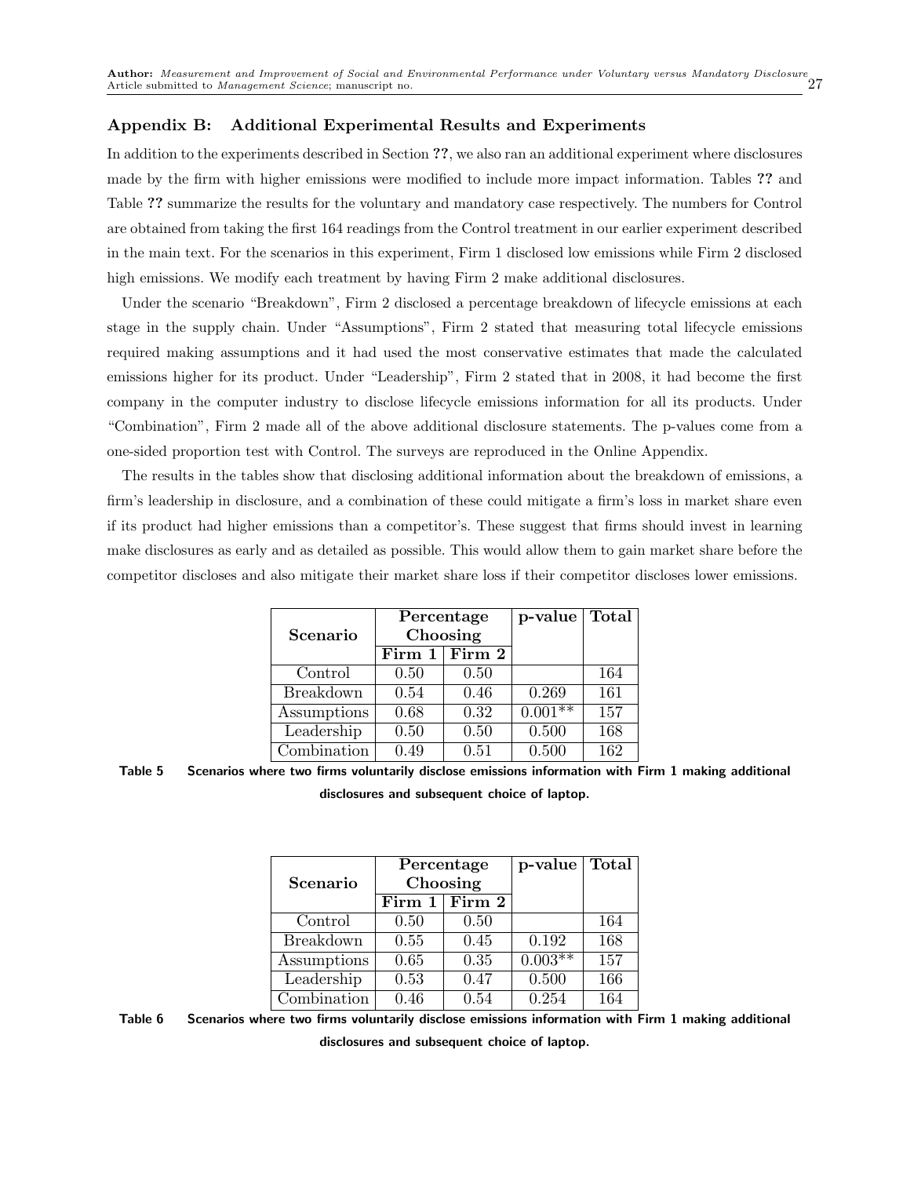## Appendix B: Additional Experimental Results and Experiments

In addition to the experiments described in Section **??**, we also ran an additional experiment where disclosures made by the firm with higher emissions were modified to include more impact information. Tables **??** and Table **??** summarize the results for the voluntary and mandatory case respectively. The numbers for Control are obtained from taking the first 164 readings from the Control treatment in our earlier experiment described in the main text. For the scenarios in this experiment, Firm 1 disclosed low emissions while Firm 2 disclosed high emissions. We modify each treatment by having Firm 2 make additional disclosures.

Under the scenario "Breakdown", Firm 2 disclosed a percentage breakdown of lifecycle emissions at each stage in the supply chain. Under "Assumptions", Firm 2 stated that measuring total lifecycle emissions required making assumptions and it had used the most conservative estimates that made the calculated emissions higher for its product. Under "Leadership", Firm 2 stated that in 2008, it had become the first company in the computer industry to disclose lifecycle emissions information for all its products. Under "Combination", Firm 2 made all of the above additional disclosure statements. The p-values come from a one-sided proportion test with Control. The surveys are reproduced in the Online Appendix.

The results in the tables show that disclosing additional information about the breakdown of emissions, a firm's leadership in disclosure, and a combination of these could mitigate a firm's loss in market share even if its product had higher emissions than a competitor's. These suggest that firms should invest in learning make disclosures as early and as detailed as possible. This would allow them to gain market share before the competitor discloses and also mitigate their market share loss if their competitor discloses lower emissions.

| Scenario | Percentage Choosing | | p-value | Total |
|---|---|---|---|---|
| | Firm 1 | Firm 2 | | |
| Control | 0.50 | 0.50 | | 164 |
| Breakdown | 0.54 | 0.46 | 0.269 | 161 |
| Assumptions | 0.68 | 0.32 | 0.001** | 157 |
| Leadership | 0.50 | 0.50 | 0.500 | 168 |
| Combination | 0.49 | 0.51 | 0.500 | 162 |

**Table 5 Scenarios where two firms voluntarily disclose emissions information with Firm 1 making additional disclosures and subsequent choice of laptop.**

| Scenario | Percentage Choosing | | p-value | Total |
|---|---|---|---|---|
| | Firm 1 | Firm 2 | | |
| Control | 0.50 | 0.50 | | 164 |
| Breakdown | 0.55 | 0.45 | 0.192 | 168 |
| Assumptions | 0.65 | 0.35 | 0.003** | 157 |
| Leadership | 0.53 | 0.47 | 0.500 | 166 |
| Combination | 0.46 | 0.54 | 0.254 | 164 |

**Table 6 Scenarios where two firms voluntarily disclose emissions information with Firm 1 making additional disclosures and subsequent choice of laptop.**